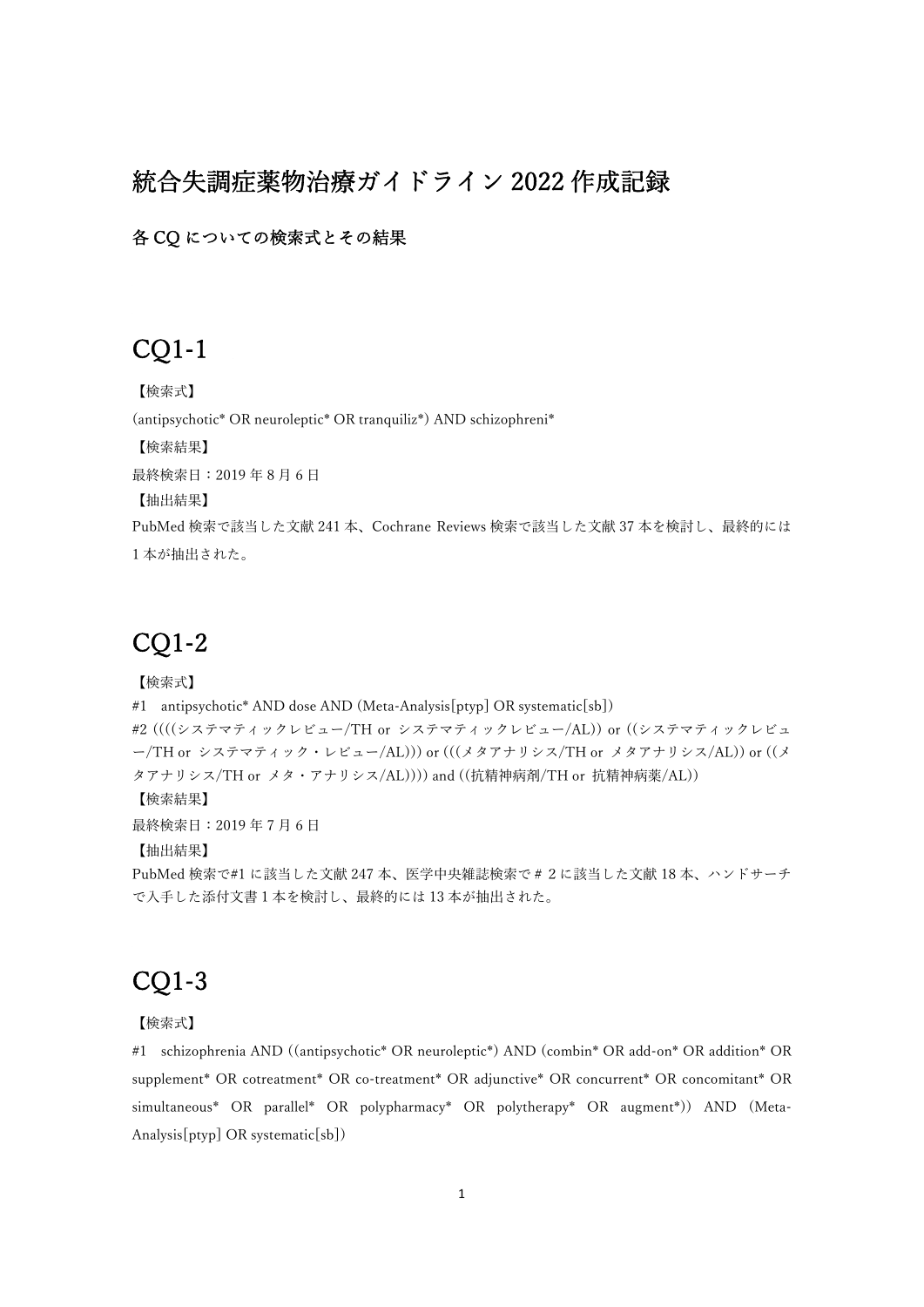# 統合失調症薬物治療ガイドライン 2022 作成記録

### 各 CQ についての検索式とその結果

## CQ1-1

【検索式】

(antipsychotic* OR neuroleptic* OR tranquiliz*) AND schizophreni*

【検索結果】

最終検索日：2019 年 8 月 6 日

【抽出結果】

PubMed 検索で該当した文献 241 本、Cochrane Reviews 検索で該当した文献 37 本を検討し、最終的には 1 本が抽出された。

## CQ1-2

【検索式】

#1　antipsychotic* AND dose AND (Meta-Analysis[ptyp] OR systematic[sb])

#2 ((((システマティックレビュー/TH or システマティックレビュー/AL)) or ((システマティックレビュー/TH or システマティック・レビュー/AL))) or (((メタアナリシス/TH or メタアナリシス/AL)) or ((メタアナリシス/TH or メタ・アナリシス/AL)))) and ((抗精神病剤/TH or 抗精神病薬/AL))

【検索結果】

最終検索日：2019 年 7 月 6 日

【抽出結果】

PubMed 検索で#1 に該当した文献 247 本、医学中央雑誌検索で＃2 に該当した文献 18 本、ハンドサーチで入手した添付文書 1 本を検討し、最終的には 13 本が抽出された。

## CQ1-3

【検索式】

#1　schizophrenia AND ((antipsychotic* OR neuroleptic*) AND (combin* OR add-on* OR addition* OR supplement* OR cotreatment* OR co-treatment* OR adjunctive* OR concurrent* OR concomitant* OR simultaneous* OR parallel* OR polypharmacy* OR polytherapy* OR augment*)) AND (Meta-Analysis[ptyp] OR systematic[sb])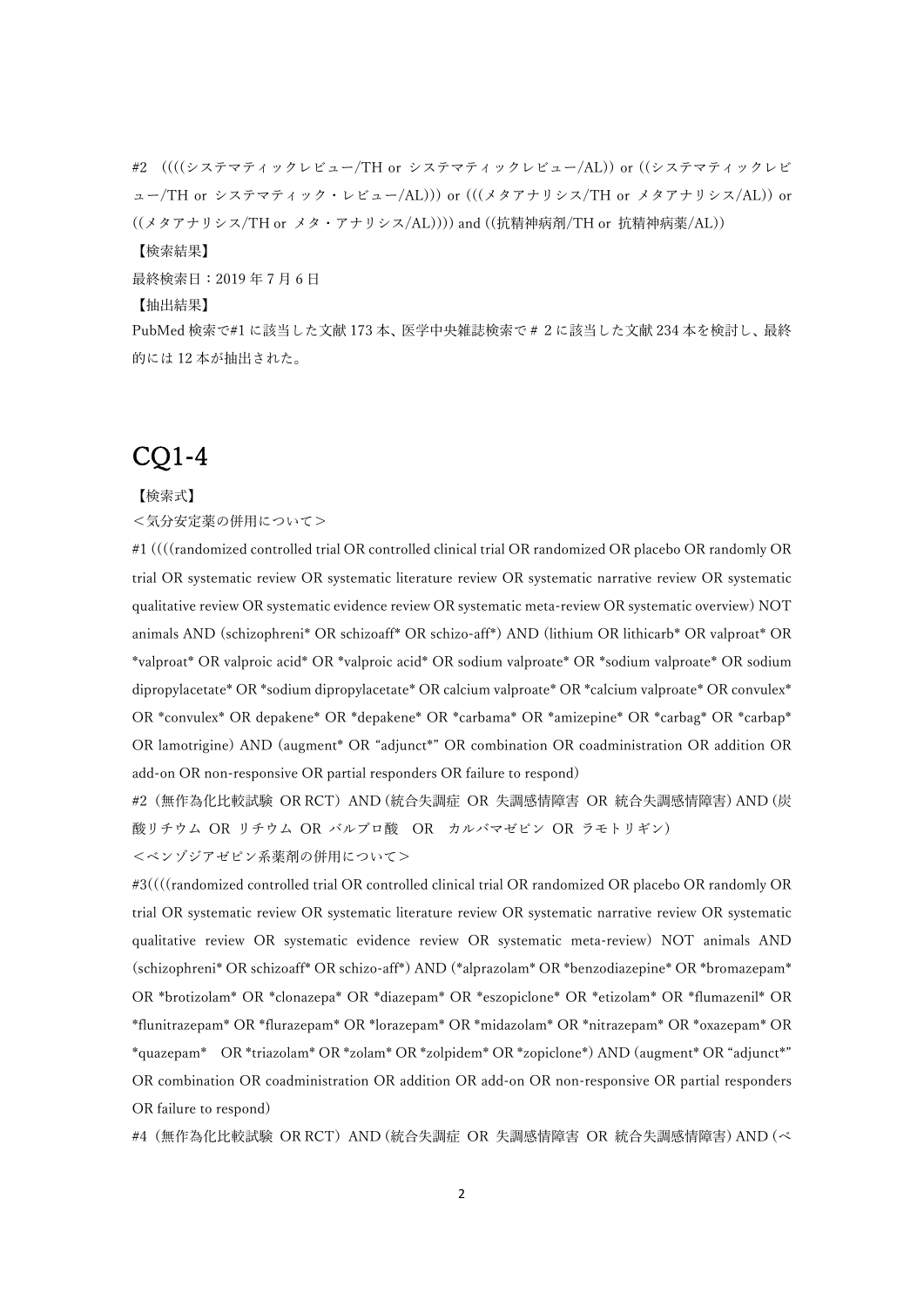#2　((((システマティックレビュー/TH or システマティックレビュー/AL)) or ((システマティックレビュー/TH or システマティック・レビュー/AL))) or (((メタアナリシス/TH or メタアナリシス/AL)) or ((メタアナリシス/TH or メタ・アナリシス/AL)))) and ((抗精神病剤/TH or 抗精神病薬/AL))

【検索結果】

最終検索日：2019 年 7 月 6 日

【抽出結果】

PubMed 検索で#1 に該当した文献 173 本、医学中央雑誌検索で＃ 2 に該当した文献 234 本を検討し、最終的には 12 本が抽出された。

# CQ1-4

【検索式】

＜気分安定薬の併用について＞

#1 ((((randomized controlled trial OR controlled clinical trial OR randomized OR placebo OR randomly OR trial OR systematic review OR systematic literature review OR systematic narrative review OR systematic qualitative review OR systematic evidence review OR systematic meta-review OR systematic overview) NOT animals AND (schizophreni* OR schizoaff* OR schizo-aff*) AND (lithium OR lithicarb* OR valproat* OR *valproat* OR valproic acid* OR *valproic acid* OR sodium valproate* OR *sodium valproate* OR sodium dipropylacetate* OR *sodium dipropylacetate* OR calcium valproate* OR *calcium valproate* OR convulex* OR *convulex* OR depakene* OR *depakene* OR *carbama* OR *amizepine* OR *carbag* OR *carbap* OR lamotrigine) AND (augment* OR “adjunct*” OR combination OR coadministration OR addition OR add-on OR non-responsive OR partial responders OR failure to respond)

#2（無作為化比較試験 OR RCT）AND（統合失調症 OR 失調感情障害 OR 統合失調感情障害）AND（炭酸リチウム OR リチウム OR バルプロ酸　OR　カルバマゼピン OR ラモトリギン）

＜ベンゾジアゼピン系薬剤の併用について＞

#3((((randomized controlled trial OR controlled clinical trial OR randomized OR placebo OR randomly OR trial OR systematic review OR systematic literature review OR systematic narrative review OR systematic qualitative review OR systematic evidence review OR systematic meta-review) NOT animals AND (schizophreni* OR schizoaff* OR schizo-aff*) AND (*alprazolam* OR *benzodiazepine* OR *bromazepam* OR *brotizolam* OR *clonazepa* OR *diazepam* OR *eszopiclone* OR *etizolam* OR *flumazenil* OR *flunitrazepam* OR *flurazepam* OR *lorazepam* OR *midazolam* OR *nitrazepam* OR *oxazepam* OR *quazepam*　OR *triazolam* OR *zolam* OR *zolpidem* OR *zopiclone*) AND (augment* OR “adjunct*” OR combination OR coadministration OR addition OR add-on OR non-responsive OR partial responders OR failure to respond)

#4（無作為化比較試験 OR RCT）AND（統合失調症 OR 失調感情障害 OR 統合失調感情障害）AND（ベ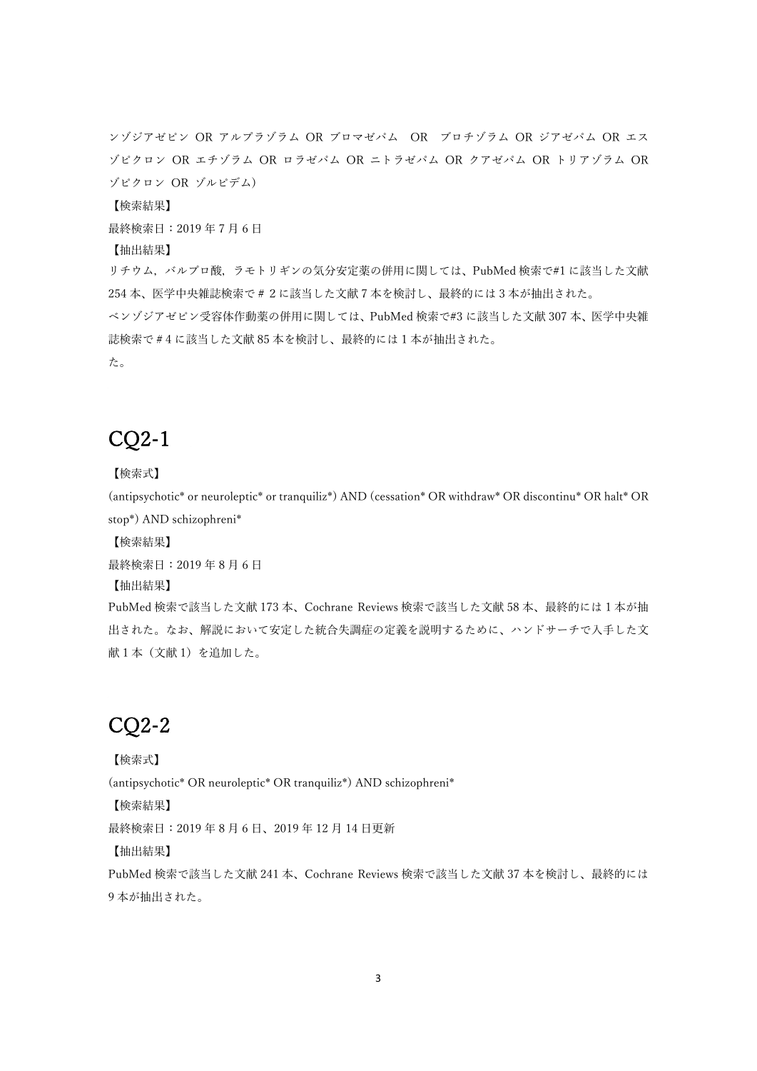ンゾジアゼピン OR アルプラゾラム OR ブロマゼパム　OR　ブロチゾラム OR ジアゼパム OR エスゾピクロン OR エチゾラム OR ロラゼパム OR ニトラゼパム OR クアゼパム OR トリアゾラム OR ゾピクロン OR ゾルピデム）

【検索結果】

最終検索日：2019 年 7 月 6 日

【抽出結果】

リチウム，バルプロ酸，ラモトリギンの気分安定薬の併用に関しては、PubMed 検索で#1 に該当した文献 254 本、医学中央雑誌検索で＃２に該当した文献 7 本を検討し、最終的には 3 本が抽出された。

ベンゾジアゼピン受容体作動薬の併用に関しては、PubMed 検索で#3 に該当した文献 307 本、医学中央雑誌検索で＃4 に該当した文献 85 本を検討し、最終的には 1 本が抽出された。

た。

# CQ2-1

【検索式】

(antipsychotic* or neuroleptic* or tranquiliz*) AND (cessation* OR withdraw* OR discontinu* OR halt* OR stop*) AND schizophreni*

【検索結果】

最終検索日：2019 年 8 月 6 日

【抽出結果】

PubMed 検索で該当した文献 173 本、Cochrane Reviews 検索で該当した文献 58 本、最終的には 1 本が抽出された。なお、解説において安定した統合失調症の定義を説明するために、ハンドサーチで入手した文献 1 本（文献 1）を追加した。

# CQ2-2

【検索式】

(antipsychotic* OR neuroleptic* OR tranquiliz*) AND schizophreni*

【検索結果】

最終検索日：2019 年 8 月 6 日、2019 年 12 月 14 日更新

【抽出結果】

PubMed 検索で該当した文献 241 本、Cochrane Reviews 検索で該当した文献 37 本を検討し、最終的には 9 本が抽出された。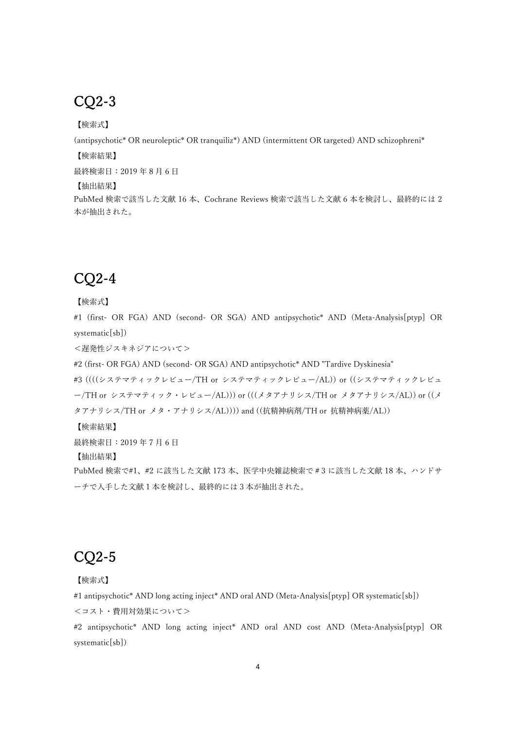# CQ2-3

【検索式】

(antipsychotic* OR neuroleptic* OR tranquiliz*) AND (intermittent OR targeted) AND schizophreni*

【検索結果】

最終検索日：2019 年 8 月 6 日

【抽出結果】

PubMed 検索で該当した文献 16 本、Cochrane Reviews 検索で該当した文献 6 本を検討し、最終的には 2 本が抽出された。

# CQ2-4

【検索式】

#1 (first- OR FGA) AND (second- OR SGA) AND antipsychotic* AND (Meta-Analysis[ptyp] OR systematic[sb])

＜遅発性ジスキネジアについて＞

#2 (first- OR FGA) AND (second- OR SGA) AND antipsychotic* AND "Tardive Dyskinesia"

#3 ((((システマティックレビュー/TH or システマティックレビュー/AL)) or ((システマティックレビュー/TH or システマティック・レビュー/AL))) or (((メタアナリシス/TH or メタアナリシス/AL)) or ((メタアナリシス/TH or メタ・アナリシス/AL)))) and ((抗精神病剤/TH or 抗精神病薬/AL))

【検索結果】

最終検索日：2019 年 7 月 6 日

【抽出結果】

PubMed 検索で#1、#2 に該当した文献 173 本、医学中央雑誌検索で＃3 に該当した文献 18 本、ハンドサーチで入手した文献 1 本を検討し、最終的には 3 本が抽出された。

# CQ2-5

【検索式】

#1 antipsychotic* AND long acting inject* AND oral AND (Meta-Analysis[ptyp] OR systematic[sb])

＜コスト・費用対効果について＞

#2 antipsychotic* AND long acting inject* AND oral AND cost AND (Meta-Analysis[ptyp] OR systematic[sb])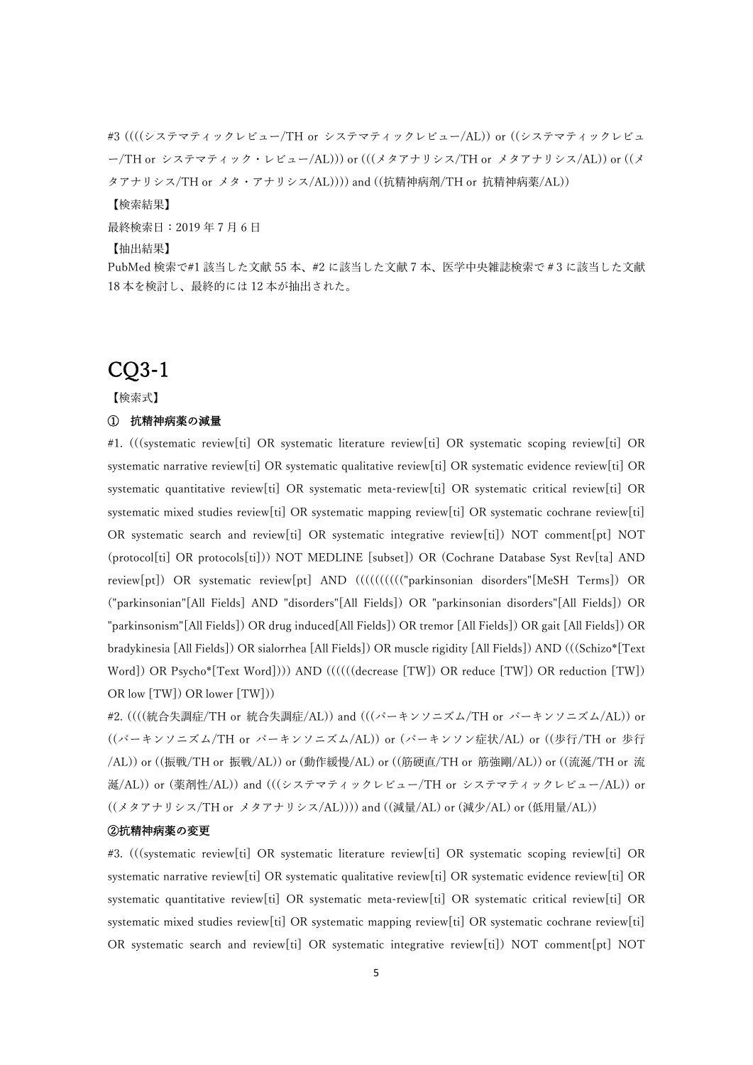#3 ((((システマティックレビュー/TH or システマティックレビュー/AL)) or ((システマティックレビュー/TH or システマティック・レビュー/AL))) or (((メタアナリシス/TH or メタアナリシス/AL)) or ((メタアナリシス/TH or メタ・アナリシス/AL)))) and ((抗精神病剤/TH or 抗精神病薬/AL))

【検索結果】

最終検索日：2019 年 7 月 6 日

【抽出結果】

PubMed 検索で#1 該当した文献 55 本、#2 に該当した文献 7 本、医学中央雑誌検索で＃3 に該当した文献 18 本を検討し、最終的には 12 本が抽出された。

# CQ3-1

【検索式】

### ① 抗精神病薬の減量

#1. (((systematic review[ti] OR systematic literature review[ti] OR systematic scoping review[ti] OR systematic narrative review[ti] OR systematic qualitative review[ti] OR systematic evidence review[ti] OR systematic quantitative review[ti] OR systematic meta-review[ti] OR systematic critical review[ti] OR systematic mixed studies review[ti] OR systematic mapping review[ti] OR systematic cochrane review[ti] OR systematic search and review[ti] OR systematic integrative review[ti]) NOT comment[pt] NOT (protocol[ti] OR protocols[ti])) NOT MEDLINE [subset]) OR (Cochrane Database Syst Rev[ta] AND review[pt]) OR systematic review[pt] AND (((((((((("parkinsonian disorders"[MeSH Terms]) OR ("parkinsonian"[All Fields] AND "disorders"[All Fields]) OR "parkinsonian disorders"[All Fields]) OR "parkinsonism"[All Fields]) OR drug induced[All Fields]) OR tremor [All Fields]) OR gait [All Fields]) OR bradykinesia [All Fields]) OR sialorrhea [All Fields]) OR muscle rigidity [All Fields]) AND (((Schizo*[Text Word]) OR Psycho*[Text Word]))) AND ((((((decrease [TW]) OR reduce [TW]) OR reduction [TW]) OR low [TW]) OR lower [TW]))

#2. ((((統合失調症/TH or 統合失調症/AL)) and (((パーキンソニズム/TH or パーキンソニズム/AL)) or ((パーキンソニズム/TH or パーキンソニズム/AL)) or (パーキンソン症状/AL) or ((歩行/TH or 歩行/AL)) or ((振戦/TH or 振戦/AL)) or (動作緩慢/AL) or ((筋硬直/TH or 筋強剛/AL)) or ((流涎/TH or 流涎/AL)) or (薬剤性/AL)) and (((システマティックレビュー/TH or システマティックレビュー/AL)) or ((メタアナリシス/TH or メタアナリシス/AL)))) and ((減量/AL) or (減少/AL) or (低用量/AL))

### ②抗精神病薬の変更

#3. (((systematic review[ti] OR systematic literature review[ti] OR systematic scoping review[ti] OR systematic narrative review[ti] OR systematic qualitative review[ti] OR systematic evidence review[ti] OR systematic quantitative review[ti] OR systematic meta-review[ti] OR systematic critical review[ti] OR systematic mixed studies review[ti] OR systematic mapping review[ti] OR systematic cochrane review[ti] OR systematic search and review[ti] OR systematic integrative review[ti]) NOT comment[pt] NOT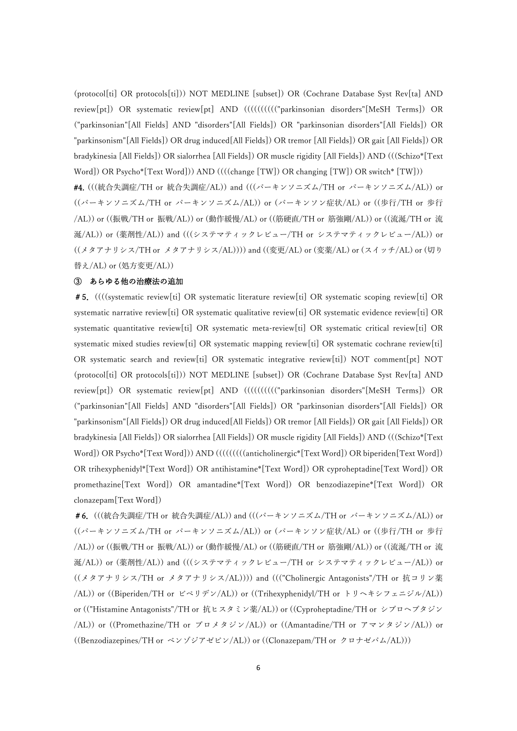(protocol[ti] OR protocols[ti])) NOT MEDLINE [subset]) OR (Cochrane Database Syst Rev[ta] AND review[pt]) OR systematic review[pt] AND (((((((((("parkinsonian disorders"[MeSH Terms]) OR ("parkinsonian"[All Fields] AND "disorders"[All Fields]) OR "parkinsonian disorders"[All Fields]) OR "parkinsonism"[All Fields]) OR drug induced[All Fields]) OR tremor [All Fields]) OR gait [All Fields]) OR bradykinesia [All Fields]) OR sialorrhea [All Fields]) OR muscle rigidity [All Fields]) AND (((Schizo*[Text Word]) OR Psycho*[Text Word])) AND ((((change [TW]) OR changing [TW]) OR switch* [TW]))

**#4.** (((統合失調症/TH or 統合失調症/AL)) and (((パーキンソニズム/TH or パーキンソニズム/AL)) or ((パーキンソニズム/TH or パーキンソニズム/AL)) or (パーキンソン症状/AL) or ((歩行/TH or 歩行/AL)) or ((振戦/TH or 振戦/AL)) or (動作緩慢/AL) or ((筋硬直/TH or 筋強剛/AL)) or ((流涎/TH or 流涎/AL)) or (薬剤性/AL)) and (((システマティックレビュー/TH or システマティックレビュー/AL)) or ((メタアナリシス/TH or メタアナリシス/AL)))) and ((変更/AL) or (変薬/AL) or (スイッチ/AL) or (切り替え/AL) or (処方変更/AL))

**③ あらゆる他の治療法の追加**

**＃5.** ((((systematic review[ti] OR systematic literature review[ti] OR systematic scoping review[ti] OR systematic narrative review[ti] OR systematic qualitative review[ti] OR systematic evidence review[ti] OR systematic quantitative review[ti] OR systematic meta-review[ti] OR systematic critical review[ti] OR systematic mixed studies review[ti] OR systematic mapping review[ti] OR systematic cochrane review[ti] OR systematic search and review[ti] OR systematic integrative review[ti]) NOT comment[pt] NOT (protocol[ti] OR protocols[ti])) NOT MEDLINE [subset]) OR (Cochrane Database Syst Rev[ta] AND review[pt]) OR systematic review[pt] AND (((((((((("parkinsonian disorders"[MeSH Terms]) OR ("parkinsonian"[All Fields] AND "disorders"[All Fields]) OR "parkinsonian disorders"[All Fields]) OR "parkinsonism"[All Fields]) OR drug induced[All Fields]) OR tremor [All Fields]) OR gait [All Fields]) OR bradykinesia [All Fields]) OR sialorrhea [All Fields]) OR muscle rigidity [All Fields]) AND (((Schizo*[Text Word]) OR Psycho*[Text Word])) AND ((((((((anticholinergic*[Text Word]) OR biperiden[Text Word]) OR trihexyphenidyl*[Text Word]) OR antihistamine*[Text Word]) OR cyproheptadine[Text Word]) OR promethazine[Text Word]) OR amantadine*[Text Word]) OR benzodiazepine*[Text Word]) OR clonazepam[Text Word])

**＃6.** (((統合失調症/TH or 統合失調症/AL)) and (((パーキンソニズム/TH or パーキンソニズム/AL)) or ((パーキンソニズム/TH or パーキンソニズム/AL)) or (パーキンソン症状/AL) or ((歩行/TH or 歩行/AL)) or ((振戦/TH or 振戦/AL)) or (動作緩慢/AL) or ((筋硬直/TH or 筋強剛/AL)) or ((流涎/TH or 流涎/AL)) or (薬剤性/AL)) and (((システマティックレビュー/TH or システマティックレビュー/AL)) or ((メタアナリシス/TH or メタアナリシス/AL)))) and ((("Cholinergic Antagonists"/TH or 抗コリン薬/AL)) or ((Biperiden/TH or ビペリデン/AL)) or ((Trihexyphenidyl/TH or トリヘキシフェニジル/AL)) or (("Histamine Antagonists"/TH or 抗ヒスタミン薬/AL)) or ((Cyproheptadine/TH or シプロヘプタジン/AL)) or ((Promethazine/TH or プロメタジン/AL)) or ((Amantadine/TH or アマンタジン/AL)) or ((Benzodiazepines/TH or ベンゾジアゼピン/AL)) or ((Clonazepam/TH or クロナゼパム/AL)))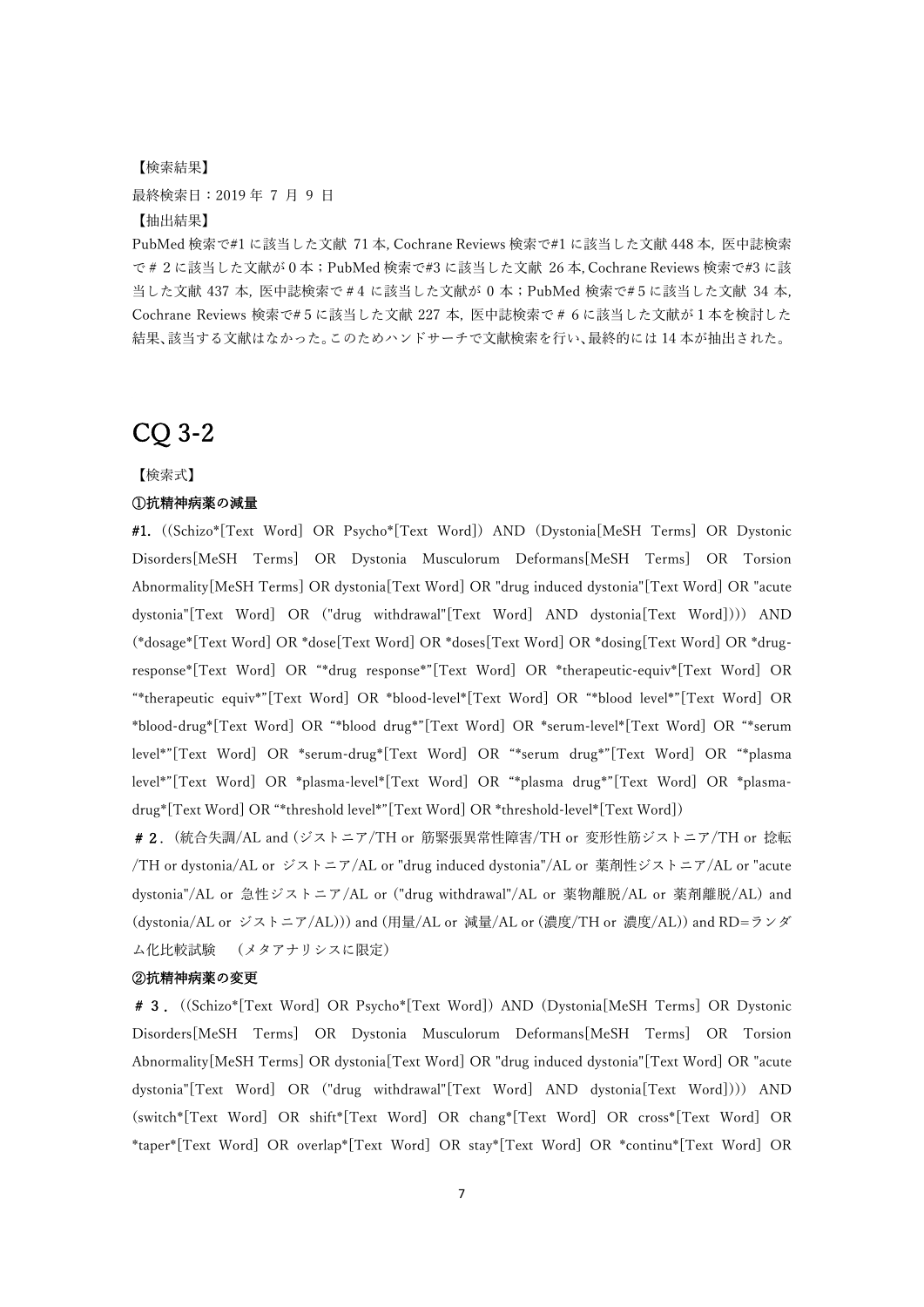【検索結果】

最終検索日：2019 年 7 月 9 日

【抽出結果】

PubMed 検索で#1 に該当した文献 71 本, Cochrane Reviews 検索で#1 に該当した文献 448 本, 医中誌検索で＃２に該当した文献が 0 本；PubMed 検索で#3 に該当した文献 26 本, Cochrane Reviews 検索で#3 に該当した文献 437 本, 医中誌検索で＃4 に該当した文献が 0 本；PubMed 検索で#5 に該当した文献 34 本, Cochrane Reviews 検索で#5 に該当した文献 227 本, 医中誌検索で＃6 に該当した文献が 1 本を検討した結果、該当する文献はなかった。このためハンドサーチで文献検索を行い、最終的には 14 本が抽出された。

# CQ 3-2

【検索式】

**①抗精神病薬の減量**

**#1.** ((Schizo*[Text Word] OR Psycho*[Text Word]) AND (Dystonia[MeSH Terms] OR Dystonic Disorders[MeSH Terms] OR Dystonia Musculorum Deformans[MeSH Terms] OR Torsion Abnormality[MeSH Terms] OR dystonia[Text Word] OR "drug induced dystonia"[Text Word] OR "acute dystonia"[Text Word] OR ("drug withdrawal"[Text Word] AND dystonia[Text Word]))) AND (*dosage*[Text Word] OR *dose[Text Word] OR *doses[Text Word] OR *dosing[Text Word] OR *drug-response*[Text Word] OR "*drug response*"[Text Word] OR *therapeutic-equiv*[Text Word] OR "*therapeutic equiv*"[Text Word] OR *blood-level*[Text Word] OR "*blood level*"[Text Word] OR *blood-drug*[Text Word] OR "*blood drug*"[Text Word] OR *serum-level*[Text Word] OR "*serum level*"[Text Word] OR *serum-drug*[Text Word] OR "*serum drug*"[Text Word] OR "*plasma level*"[Text Word] OR *plasma-level*[Text Word] OR "*plasma drug*"[Text Word] OR *plasma-drug*[Text Word] OR "*threshold level*"[Text Word] OR *threshold-level*[Text Word])

**＃２.** (統合失調/AL and (ジストニア/TH or 筋緊張異常性障害/TH or 変形性筋ジストニア/TH or 捻転/TH or dystonia/AL or ジストニア/AL or "drug induced dystonia"/AL or 薬剤性ジストニア/AL or "acute dystonia"/AL or 急性ジストニア/AL or ("drug withdrawal"/AL or 薬物離脱/AL or 薬剤離脱/AL) and (dystonia/AL or ジストニア/AL))) and (用量/AL or 減量/AL or (濃度/TH or 濃度/AL)) and RD=ランダム化比較試験 (メタアナリシスに限定)

**②抗精神病薬の変更**

**＃３.** ((Schizo*[Text Word] OR Psycho*[Text Word]) AND (Dystonia[MeSH Terms] OR Dystonic Disorders[MeSH Terms] OR Dystonia Musculorum Deformans[MeSH Terms] OR Torsion Abnormality[MeSH Terms] OR dystonia[Text Word] OR "drug induced dystonia"[Text Word] OR "acute dystonia"[Text Word] OR ("drug withdrawal"[Text Word] AND dystonia[Text Word]))) AND (switch*[Text Word] OR shift*[Text Word] OR chang*[Text Word] OR cross*[Text Word] OR *taper*[Text Word] OR overlap*[Text Word] OR stay*[Text Word] OR *continu*[Text Word] OR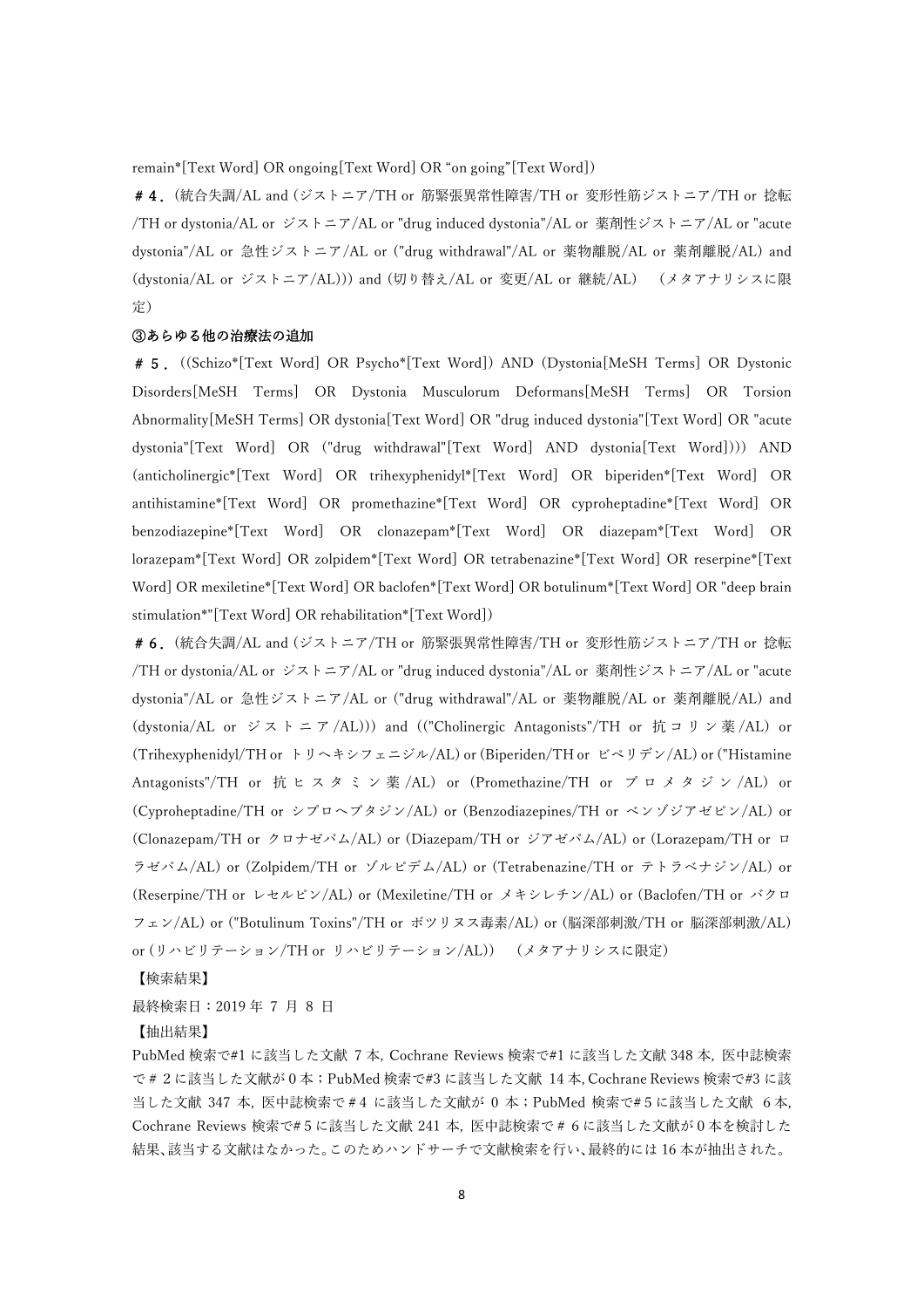remain*[Text Word] OR ongoing[Text Word] OR “on going”[Text Word])

**＃4．**(統合失調/AL and (ジストニア/TH or 筋緊張異常性障害/TH or 変形性筋ジストニア/TH or 捻転/TH or dystonia/AL or ジストニア/AL or "drug induced dystonia"/AL or 薬剤性ジストニア/AL or "acute dystonia"/AL or 急性ジストニア/AL or ("drug withdrawal"/AL or 薬物離脱/AL or 薬剤離脱/AL) and (dystonia/AL or ジストニア/AL))) and (切り替え/AL or 変更/AL or 継続/AL)　(メタアナリシスに限定)

**③あらゆる他の治療法の追加**

**＃5．**((Schizo*[Text Word] OR Psycho*[Text Word]) AND (Dystonia[MeSH Terms] OR Dystonic Disorders[MeSH Terms] OR Dystonia Musculorum Deformans[MeSH Terms] OR Torsion Abnormality[MeSH Terms] OR dystonia[Text Word] OR "drug induced dystonia"[Text Word] OR "acute dystonia"[Text Word] OR ("drug withdrawal"[Text Word] AND dystonia[Text Word]))) AND (anticholinergic*[Text Word] OR trihexyphenidyl*[Text Word] OR biperiden*[Text Word] OR antihistamine*[Text Word] OR promethazine*[Text Word] OR cyproheptadine*[Text Word] OR benzodiazepine*[Text Word] OR clonazepam*[Text Word] OR diazepam*[Text Word] OR lorazepam*[Text Word] OR zolpidem*[Text Word] OR tetrabenazine*[Text Word] OR reserpine*[Text Word] OR mexiletine*[Text Word] OR baclofen*[Text Word] OR botulinum*[Text Word] OR "deep brain stimulation*"[Text Word] OR rehabilitation*[Text Word])

**＃6．**(統合失調/AL and (ジストニア/TH or 筋緊張異常性障害/TH or 変形性筋ジストニア/TH or 捻転/TH or dystonia/AL or ジストニア/AL or "drug induced dystonia"/AL or 薬剤性ジストニア/AL or "acute dystonia"/AL or 急性ジストニア/AL or ("drug withdrawal"/AL or 薬物離脱/AL or 薬剤離脱/AL) and (dystonia/AL or ジストニア/AL))) and (("Cholinergic Antagonists"/TH or 抗コリン薬/AL) or (Trihexyphenidyl/TH or トリヘキシフェニジル/AL) or (Biperiden/TH or ビペリデン/AL) or ("Histamine Antagonists"/TH or 抗ヒスタミン薬/AL) or (Promethazine/TH or プロメタジン/AL) or (Cyproheptadine/TH or シプロヘプタジン/AL) or (Benzodiazepines/TH or ベンゾジアゼピン/AL) or (Clonazepam/TH or クロナゼパム/AL) or (Diazepam/TH or ジアゼパム/AL) or (Lorazepam/TH or ロラゼパム/AL) or (Zolpidem/TH or ゾルピデム/AL) or (Tetrabenazine/TH or テトラベナジン/AL) or (Reserpine/TH or レセルピン/AL) or (Mexiletine/TH or メキシレチン/AL) or (Baclofen/TH or バクロフェン/AL) or ("Botulinum Toxins"/TH or ボツリヌス毒素/AL) or (脳深部刺激/TH or 脳深部刺激/AL) or (リハビリテーション/TH or リハビリテーション/AL))　(メタアナリシスに限定)

【検索結果】

最終検索日：2019 年 7 月 8 日

【抽出結果】

PubMed 検索で#1 に該当した文献 7 本, Cochrane Reviews 検索で#1 に該当した文献 348 本, 医中誌検索で＃2 に該当した文献が 0 本；PubMed 検索で#3 に該当した文献 14 本, Cochrane Reviews 検索で#3 に該当した文献 347 本, 医中誌検索で＃4 に該当した文献が 0 本；PubMed 検索で#5 に該当した文献 6 本, Cochrane Reviews 検索で#5 に該当した文献 241 本, 医中誌検索で＃6 に該当した文献が 0 本を検討した結果、該当する文献はなかった。このためハンドサーチで文献検索を行い、最終的には 16 本が抽出された。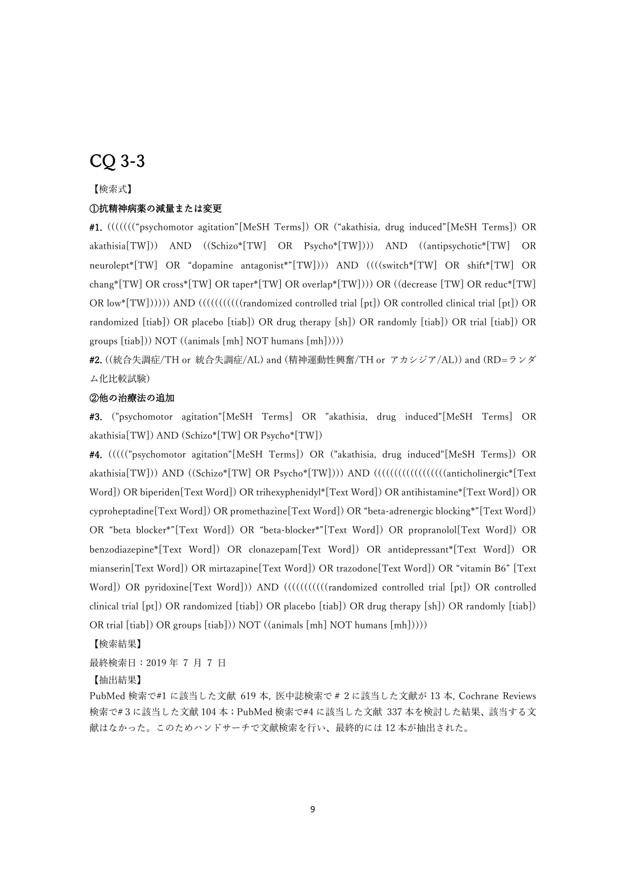# CQ 3-3

【検索式】

**①抗精神病薬の減量または変更**

**#1.** (((((((“psychomotor agitation”[MeSH Terms]) OR (“akathisia, drug induced”[MeSH Terms]) OR akathisia[TW])) AND ((Schizo*[TW] OR Psycho*[TW]))) AND ((antipsychotic*[TW] OR neurolept*[TW] OR “dopamine antagonist*”[TW]))) AND ((((switch*[TW] OR shift*[TW] OR chang*[TW] OR cross*[TW] OR taper*[TW] OR overlap*[TW]))) OR ((decrease [TW] OR reduc*[TW] OR low*[TW])))) AND ((((((((((randomized controlled trial [pt]) OR controlled clinical trial [pt]) OR randomized [tiab]) OR placebo [tiab]) OR drug therapy [sh]) OR randomly [tiab]) OR trial [tiab]) OR groups [tiab])) NOT ((animals [mh] NOT humans [mh]))))

**#2.** ((統合失調症/TH or 統合失調症/AL) and (精神運動性興奮/TH or アカシジア/AL)) and (RD=ランダム化比較試験)

**②他の治療法の追加**

**#3.** ("psychomotor agitation"[MeSH Terms] OR "akathisia, drug induced"[MeSH Terms] OR akathisia[TW]) AND (Schizo*[TW] OR Psycho*[TW])

**#4.** ((((("psychomotor agitation"[MeSH Terms]) OR ("akathisia, drug induced"[MeSH Terms]) OR akathisia[TW]))) AND ((Schizo*[TW] OR Psycho*[TW]))) AND (((((((((((((((((anticholinergic*[Text Word]) OR biperiden[Text Word]) OR trihexyphenidyl*[Text Word]) OR antihistamine*[Text Word]) OR cyproheptadine[Text Word]) OR promethazine[Text Word]) OR “beta-adrenergic blocking*”[Text Word]) OR “beta blocker*”[Text Word]) OR “beta-blocker*”[Text Word]) OR propranolol[Text Word]) OR benzodiazepine*[Text Word]) OR clonazepam[Text Word]) OR antidepressant*[Text Word]) OR mianserin[Text Word]) OR mirtazapine[Text Word]) OR trazodone[Text Word]) OR “vitamin B6” [Text Word]) OR pyridoxine[Text Word])) AND ((((((((((randomized controlled trial [pt]) OR controlled clinical trial [pt]) OR randomized [tiab]) OR placebo [tiab]) OR drug therapy [sh]) OR randomly [tiab]) OR trial [tiab]) OR groups [tiab])) NOT ((animals [mh] NOT humans [mh]))))

【検索結果】

最終検索日：2019 年 7 月 7 日

【抽出結果】

PubMed 検索で#1 に該当した文献 619 本, 医中誌検索で＃2 に該当した文献が 13 本, Cochrane Reviews 検索で#3 に該当した文献 104 本；PubMed 検索で#4 に該当した文献 337 本を検討した結果、該当する文献はなかった。このためハンドサーチで文献検索を行い、最終的には 12 本が抽出された。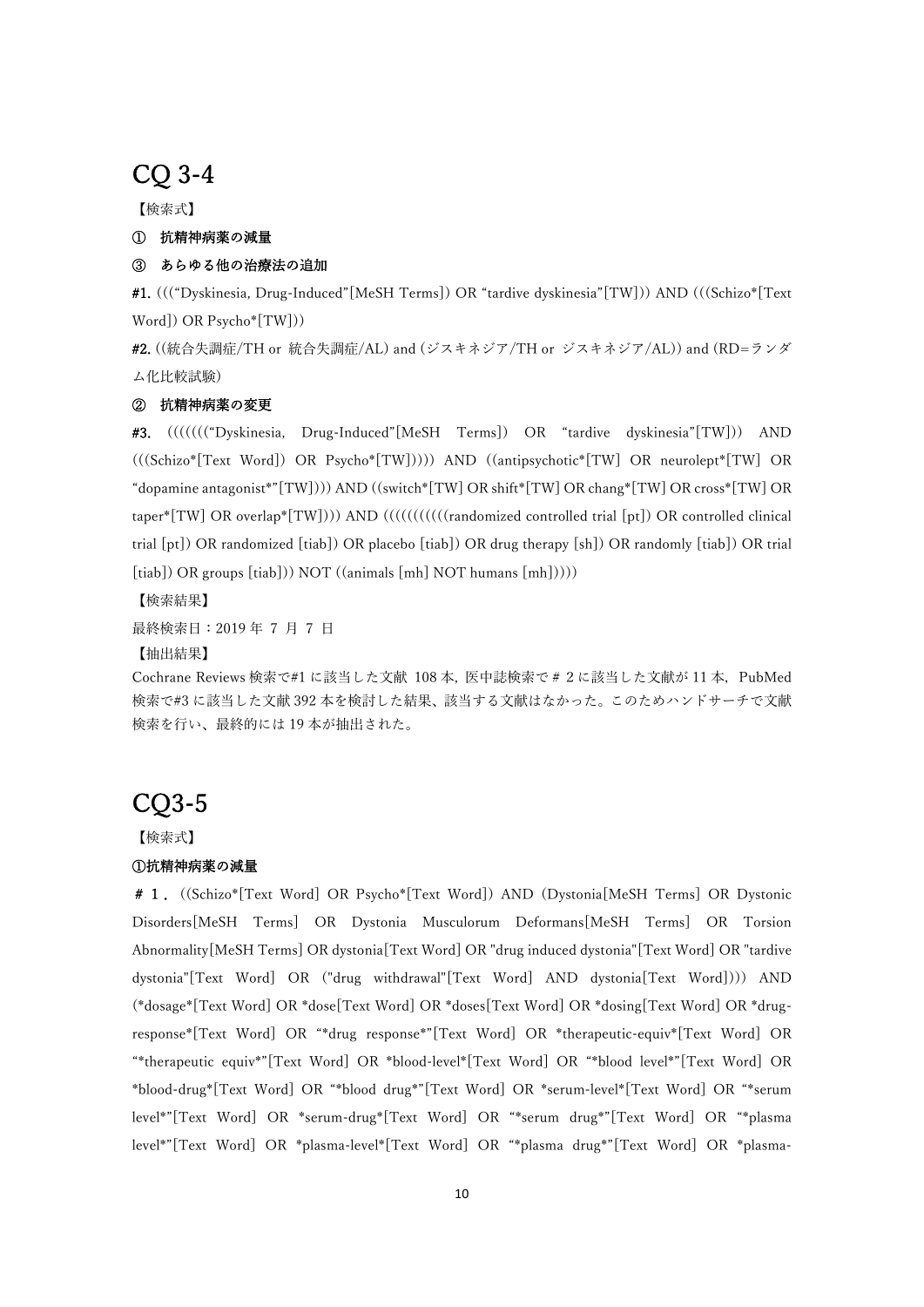# CQ 3-4

【検索式】

**① 抗精神病薬の減量**

**③ あらゆる他の治療法の追加**

**#1.** (((“Dyskinesia, Drug-Induced”[MeSH Terms]) OR “tardive dyskinesia”[TW])) AND (((Schizo*[Text Word]) OR Psycho*[TW]))

**#2.** ((統合失調症/TH or 統合失調症/AL) and (ジスキネジア/TH or ジスキネジア/AL)) and (RD=ランダム化比較試験)

**② 抗精神病薬の変更**

**#3.** (((((((“Dyskinesia, Drug-Induced”[MeSH Terms]) OR “tardive dyskinesia”[TW])) AND (((Schizo*[Text Word]) OR Psycho*[TW])))) AND ((antipsychotic*[TW] OR neurolept*[TW] OR “dopamine antagonist*”[TW]))) AND ((switch*[TW] OR shift*[TW] OR chang*[TW] OR cross*[TW] OR taper*[TW] OR overlap*[TW]))) AND ((((((((((randomized controlled trial [pt]) OR controlled clinical trial [pt]) OR randomized [tiab]) OR placebo [tiab]) OR drug therapy [sh]) OR randomly [tiab]) OR trial [tiab]) OR groups [tiab])) NOT ((animals [mh] NOT humans [mh]))))

【検索結果】

最終検索日：2019 年 7 月 7 日

【抽出結果】

Cochrane Reviews 検索で#1 に該当した文献 108 本，医中誌検索で＃２に該当した文献が 11 本，PubMed 検索で#3 に該当した文献 392 本を検討した結果、該当する文献はなかった。このためハンドサーチで文献検索を行い、最終的には 19 本が抽出された。

# CQ3-5

【検索式】

**①抗精神病薬の減量**

＃１．((Schizo*[Text Word] OR Psycho*[Text Word]) AND (Dystonia[MeSH Terms] OR Dystonic Disorders[MeSH Terms] OR Dystonia Musculorum Deformans[MeSH Terms] OR Torsion Abnormality[MeSH Terms] OR dystonia[Text Word] OR "drug induced dystonia"[Text Word] OR "tardive dystonia"[Text Word] OR ("drug withdrawal"[Text Word] AND dystonia[Text Word]))) AND (*dosage*[Text Word] OR *dose[Text Word] OR *doses[Text Word] OR *dosing[Text Word] OR *drug-response*[Text Word] OR “*drug response*”[Text Word] OR *therapeutic-equiv*[Text Word] OR “*therapeutic equiv*”[Text Word] OR *blood-level*[Text Word] OR “*blood level*”[Text Word] OR *blood-drug*[Text Word] OR “*blood drug*”[Text Word] OR *serum-level*[Text Word] OR “*serum level*”[Text Word] OR *serum-drug*[Text Word] OR “*serum drug*”[Text Word] OR “*plasma level*”[Text Word] OR *plasma-level*[Text Word] OR “*plasma drug*”[Text Word] OR *plasma-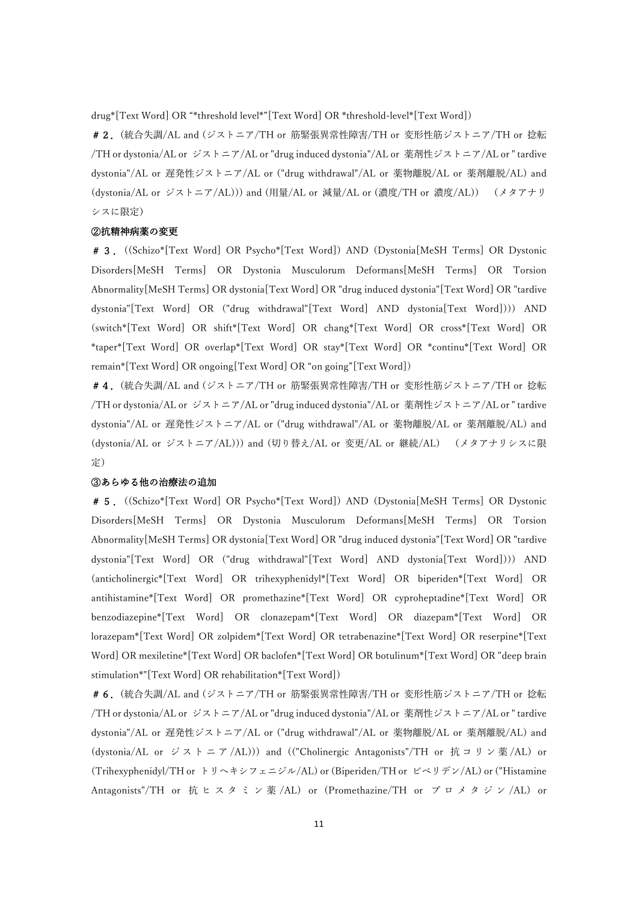drug*[Text Word] OR "*threshold level*"[Text Word] OR *threshold-level*[Text Word]）

＃2．（統合失調/AL and (ジストニア/TH or 筋緊張異常性障害/TH or 変形性筋ジストニア/TH or 捻転/TH or dystonia/AL or ジストニア/AL or "drug induced dystonia"/AL or 薬剤性ジストニア/AL or " tardive dystonia"/AL or 遅発性ジストニア/AL or ("drug withdrawal"/AL or 薬物離脱/AL or 薬剤離脱/AL) and (dystonia/AL or ジストニア/AL))) and (用量/AL or 減量/AL or (濃度/TH or 濃度/AL)) （メタアナリシスに限定）

**②抗精神病薬の変更**

＃3．((Schizo*[Text Word] OR Psycho*[Text Word]) AND (Dystonia[MeSH Terms] OR Dystonic Disorders[MeSH Terms] OR Dystonia Musculorum Deformans[MeSH Terms] OR Torsion Abnormality[MeSH Terms] OR dystonia[Text Word] OR "drug induced dystonia"[Text Word] OR "tardive dystonia"[Text Word] OR ("drug withdrawal"[Text Word] AND dystonia[Text Word]))) AND (switch*[Text Word] OR shift*[Text Word] OR chang*[Text Word] OR cross*[Text Word] OR *taper*[Text Word] OR overlap*[Text Word] OR stay*[Text Word] OR *continu*[Text Word] OR remain*[Text Word] OR ongoing[Text Word] OR "on going"[Text Word])

＃4．（統合失調/AL and (ジストニア/TH or 筋緊張異常性障害/TH or 変形性筋ジストニア/TH or 捻転/TH or dystonia/AL or ジストニア/AL or "drug induced dystonia"/AL or 薬剤性ジストニア/AL or " tardive dystonia"/AL or 遅発性ジストニア/AL or ("drug withdrawal"/AL or 薬物離脱/AL or 薬剤離脱/AL) and (dystonia/AL or ジストニア/AL))) and (切り替え/AL or 変更/AL or 継続/AL) （メタアナリシスに限定）

**③あらゆる他の治療法の追加**

＃5．((Schizo*[Text Word] OR Psycho*[Text Word]) AND (Dystonia[MeSH Terms] OR Dystonic Disorders[MeSH Terms] OR Dystonia Musculorum Deformans[MeSH Terms] OR Torsion Abnormality[MeSH Terms] OR dystonia[Text Word] OR "drug induced dystonia"[Text Word] OR "tardive dystonia"[Text Word] OR ("drug withdrawal"[Text Word] AND dystonia[Text Word]))) AND (anticholinergic*[Text Word] OR trihexyphenidyl*[Text Word] OR biperiden*[Text Word] OR antihistamine*[Text Word] OR promethazine*[Text Word] OR cyproheptadine*[Text Word] OR benzodiazepine*[Text Word] OR clonazepam*[Text Word] OR diazepam*[Text Word] OR lorazepam*[Text Word] OR zolpidem*[Text Word] OR tetrabenazine*[Text Word] OR reserpine*[Text Word] OR mexiletine*[Text Word] OR baclofen*[Text Word] OR botulinum*[Text Word] OR "deep brain stimulation*"[Text Word] OR rehabilitation*[Text Word])

＃6．（統合失調/AL and (ジストニア/TH or 筋緊張異常性障害/TH or 変形性筋ジストニア/TH or 捻転/TH or dystonia/AL or ジストニア/AL or "drug induced dystonia"/AL or 薬剤性ジストニア/AL or " tardive dystonia"/AL or 遅発性ジストニア/AL or ("drug withdrawal"/AL or 薬物離脱/AL or 薬剤離脱/AL) and (dystonia/AL or ジストニア/AL))) and (("Cholinergic Antagonists"/TH or 抗コリン薬/AL) or (Trihexyphenidyl/TH or トリヘキシフェニジル/AL) or (Biperiden/TH or ビペリデン/AL) or ("Histamine Antagonists"/TH or 抗ヒスタミン薬/AL) or (Promethazine/TH or プロメタジン/AL) or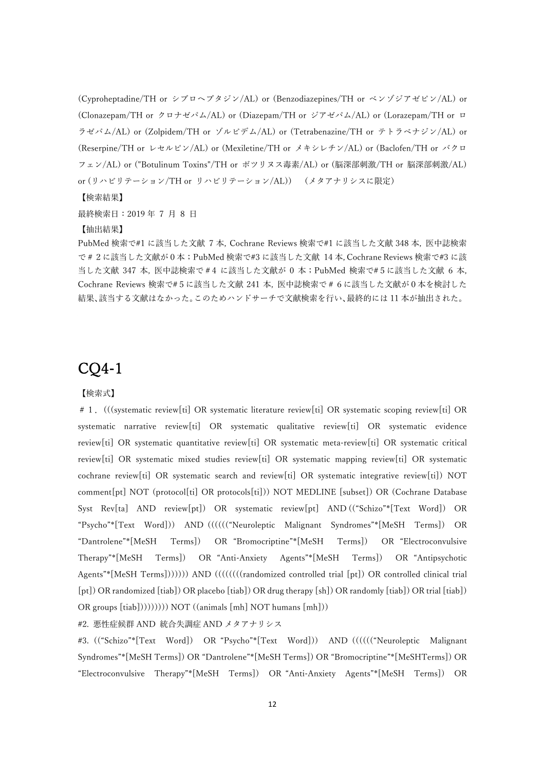(Cyproheptadine/TH or シプロヘプタジン/AL) or (Benzodiazepines/TH or ベンゾジアゼピン/AL) or (Clonazepam/TH or クロナゼパム/AL) or (Diazepam/TH or ジアゼパム/AL) or (Lorazepam/TH or ロラゼパム/AL) or (Zolpidem/TH or ゾルピデム/AL) or (Tetrabenazine/TH or テトラベナジン/AL) or (Reserpine/TH or レセルピン/AL) or (Mexiletine/TH or メキシレチン/AL) or (Baclofen/TH or バクロフェン/AL) or ("Botulinum Toxins"/TH or ボツリヌス毒素/AL) or (脳深部刺激/TH or 脳深部刺激/AL) or (リハビリテーション/TH or リハビリテーション/AL)) （メタアナリシスに限定）

【検索結果】

最終検索日：2019 年 7 月 8 日

【抽出結果】

PubMed 検索で#1 に該当した文献 7 本, Cochrane Reviews 検索で#1 に該当した文献 348 本, 医中誌検索で＃2 に該当した文献が 0 本；PubMed 検索で#3 に該当した文献 14 本, Cochrane Reviews 検索で#3 に該当した文献 347 本, 医中誌検索で＃4 に該当した文献が 0 本；PubMed 検索で#5 に該当した文献 6 本, Cochrane Reviews 検索で#5 に該当した文献 241 本, 医中誌検索で＃6 に該当した文献が 0 本を検討した結果、該当する文献はなかった。このためハンドサーチで文献検索を行い、最終的には 11 本が抽出された。

# CQ4-1

【検索式】

＃1．(((systematic review[ti] OR systematic literature review[ti] OR systematic scoping review[ti] OR systematic narrative review[ti] OR systematic qualitative review[ti] OR systematic evidence review[ti] OR systematic quantitative review[ti] OR systematic meta-review[ti] OR systematic critical review[ti] OR systematic mixed studies review[ti] OR systematic mapping review[ti] OR systematic cochrane review[ti] OR systematic search and review[ti] OR systematic integrative review[ti]) NOT comment[pt] NOT (protocol[ti] OR protocols[ti])) NOT MEDLINE [subset]) OR (Cochrane Database Syst Rev[ta] AND review[pt]) OR systematic review[pt] AND ((“Schizo”*[Text Word]) OR “Psycho”*[Text Word])) AND ((((((“Neuroleptic Malignant Syndromes”*[MeSH Terms]) OR “Dantrolene”*[MeSH Terms]) OR “Bromocriptine”*[MeSH Terms]) OR “Electroconvulsive Therapy”*[MeSH Terms]) OR “Anti-Anxiety Agents”*[MeSH Terms]) OR “Antipsychotic Agents”*[MeSH Terms])))))) AND ((((((((randomized controlled trial [pt]) OR controlled clinical trial [pt]) OR randomized [tiab]) OR placebo [tiab]) OR drug therapy [sh]) OR randomly [tiab]) OR trial [tiab]) OR groups [tiab])))))))) NOT ((animals [mh] NOT humans [mh]))

#2. 悪性症候群 AND 統合失調症 AND メタアナリシス

#3. ((“Schizo”*[Text Word]) OR “Psycho”*[Text Word])) AND ((((((“Neuroleptic Malignant Syndromes”*[MeSH Terms]) OR “Dantrolene”*[MeSH Terms]) OR “Bromocriptine”*[MeSHTerms]) OR “Electroconvulsive Therapy”*[MeSH Terms]) OR “Anti-Anxiety Agents”*[MeSH Terms]) OR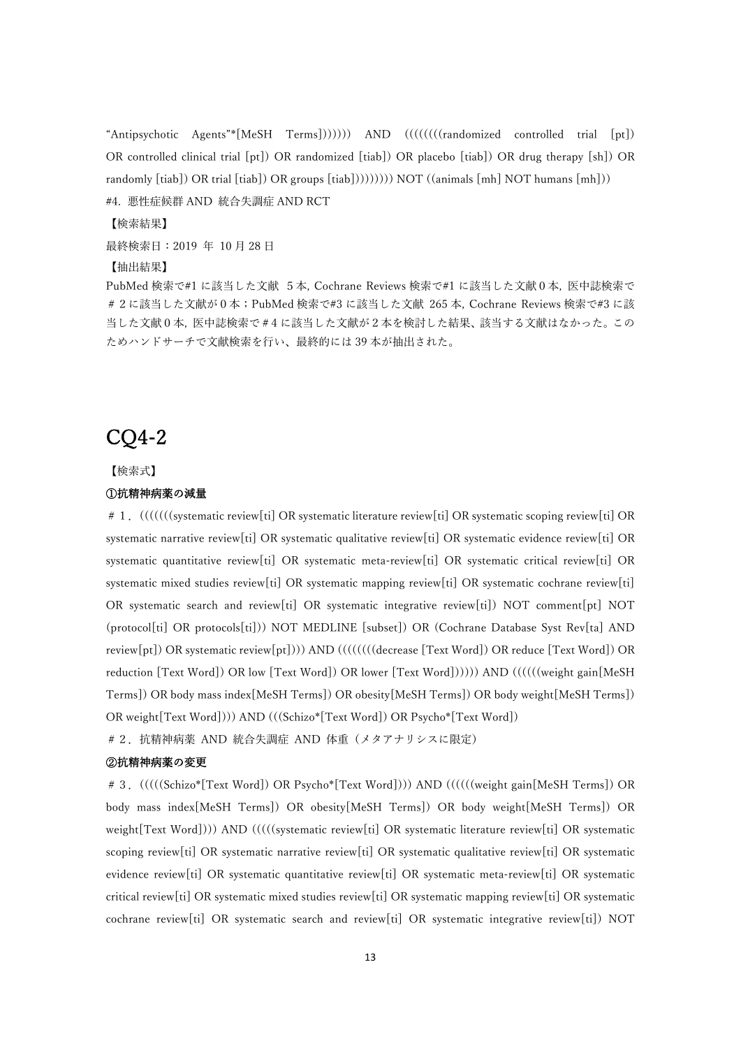“Antipsychotic Agents”*[MeSH Terms])))))) AND ((((((((randomized controlled trial [pt]) OR controlled clinical trial [pt]) OR randomized [tiab]) OR placebo [tiab]) OR drug therapy [sh]) OR randomly [tiab]) OR trial [tiab]) OR groups [tiab])))))))) NOT ((animals [mh] NOT humans [mh]))

#4. 悪性症候群 AND 統合失調症 AND RCT

【検索結果】

最終検索日：2019 年 10 月 28 日

【抽出結果】

PubMed 検索で#1 に該当した文献 5 本, Cochrane Reviews 検索で#1 に該当した文献 0 本, 医中誌検索で＃２に該当した文献が 0 本；PubMed 検索で#3 に該当した文献 265 本, Cochrane Reviews 検索で#3 に該当した文献 0 本, 医中誌検索で＃4 に該当した文献が 2 本を検討した結果、該当する文献はなかった。このためハンドサーチで文献検索を行い、最終的には 39 本が抽出された。

# CQ4-2

【検索式】

**①抗精神病薬の減量**

＃１．(((((((systematic review[ti] OR systematic literature review[ti] OR systematic scoping review[ti] OR systematic narrative review[ti] OR systematic qualitative review[ti] OR systematic evidence review[ti] OR systematic quantitative review[ti] OR systematic meta-review[ti] OR systematic critical review[ti] OR systematic mixed studies review[ti] OR systematic mapping review[ti] OR systematic cochrane review[ti] OR systematic search and review[ti] OR systematic integrative review[ti]) NOT comment[pt] NOT (protocol[ti] OR protocols[ti])) NOT MEDLINE [subset]) OR (Cochrane Database Syst Rev[ta] AND review[pt]) OR systematic review[pt]))) AND ((((((((decrease [Text Word]) OR reduce [Text Word]) OR reduction [Text Word]) OR low [Text Word]) OR lower [Text Word]))))) AND ((((((weight gain[MeSH Terms]) OR body mass index[MeSH Terms]) OR obesity[MeSH Terms]) OR body weight[MeSH Terms]) OR weight[Text Word])))) AND (((Schizo*[Text Word]) OR Psycho*[Text Word])

＃２．抗精神病薬 AND 統合失調症 AND 体重（メタアナリシスに限定）

**②抗精神病薬の変更**

＃３．(((((Schizo*[Text Word]) OR Psycho*[Text Word]))) AND ((((((weight gain[MeSH Terms]) OR body mass index[MeSH Terms]) OR obesity[MeSH Terms]) OR body weight[MeSH Terms]) OR weight[Text Word]))) AND (((((systematic review[ti] OR systematic literature review[ti] OR systematic scoping review[ti] OR systematic narrative review[ti] OR systematic qualitative review[ti] OR systematic evidence review[ti] OR systematic quantitative review[ti] OR systematic meta-review[ti] OR systematic critical review[ti] OR systematic mixed studies review[ti] OR systematic mapping review[ti] OR systematic cochrane review[ti] OR systematic search and review[ti] OR systematic integrative review[ti]) NOT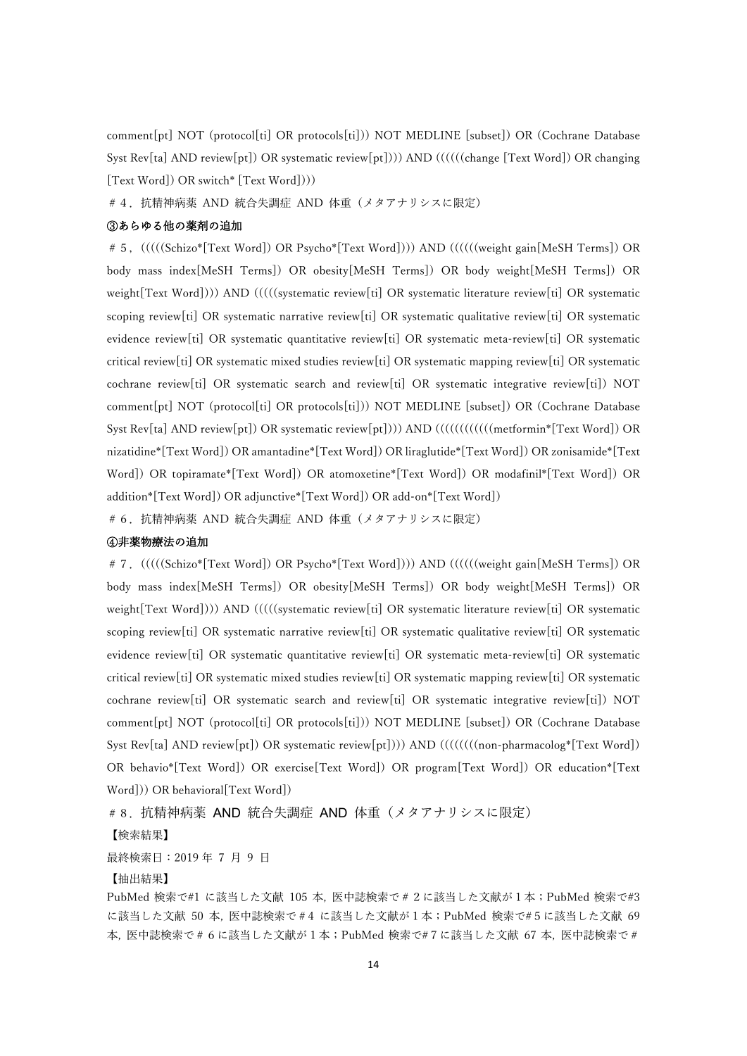comment[pt] NOT (protocol[ti] OR protocols[ti])) NOT MEDLINE [subset]) OR (Cochrane Database Syst Rev[ta] AND review[pt]) OR systematic review[pt]))) AND ((((((change [Text Word]) OR changing [Text Word]) OR switch* [Text Word])))

＃4．抗精神病薬 AND 統合失調症 AND 体重（メタアナリシスに限定）

**③あらゆる他の薬剤の追加**

＃5，(((((Schizo*[Text Word]) OR Psycho*[Text Word]))) AND ((((((weight gain[MeSH Terms]) OR body mass index[MeSH Terms]) OR obesity[MeSH Terms]) OR body weight[MeSH Terms]) OR weight[Text Word]))) AND (((((systematic review[ti] OR systematic literature review[ti] OR systematic scoping review[ti] OR systematic narrative review[ti] OR systematic qualitative review[ti] OR systematic evidence review[ti] OR systematic quantitative review[ti] OR systematic meta-review[ti] OR systematic critical review[ti] OR systematic mixed studies review[ti] OR systematic mapping review[ti] OR systematic cochrane review[ti] OR systematic search and review[ti] OR systematic integrative review[ti]) NOT comment[pt] NOT (protocol[ti] OR protocols[ti])) NOT MEDLINE [subset]) OR (Cochrane Database Syst Rev[ta] AND review[pt]) OR systematic review[pt]))) AND (((((((((((metformin*[Text Word]) OR nizatidine*[Text Word]) OR amantadine*[Text Word]) OR liraglutide*[Text Word]) OR zonisamide*[Text Word]) OR topiramate*[Text Word]) OR atomoxetine*[Text Word]) OR modafinil*[Text Word]) OR addition*[Text Word]) OR adjunctive*[Text Word]) OR add-on*[Text Word])

＃6．抗精神病薬 AND 統合失調症 AND 体重（メタアナリシスに限定）

**④非薬物療法の追加**

＃7．(((((Schizo*[Text Word]) OR Psycho*[Text Word]))) AND ((((((weight gain[MeSH Terms]) OR body mass index[MeSH Terms]) OR obesity[MeSH Terms]) OR body weight[MeSH Terms]) OR weight[Text Word]))) AND (((((systematic review[ti] OR systematic literature review[ti] OR systematic scoping review[ti] OR systematic narrative review[ti] OR systematic qualitative review[ti] OR systematic evidence review[ti] OR systematic quantitative review[ti] OR systematic meta-review[ti] OR systematic critical review[ti] OR systematic mixed studies review[ti] OR systematic mapping review[ti] OR systematic cochrane review[ti] OR systematic search and review[ti] OR systematic integrative review[ti]) NOT comment[pt] NOT (protocol[ti] OR protocols[ti])) NOT MEDLINE [subset]) OR (Cochrane Database Syst Rev[ta] AND review[pt]) OR systematic review[pt]))) AND ((((((((non-pharmacolog*[Text Word]) OR behavio*[Text Word]) OR exercise[Text Word]) OR program[Text Word]) OR education*[Text Word])) OR behavioral[Text Word])

＃8．抗精神病薬 AND 統合失調症 AND 体重（メタアナリシスに限定）

【検索結果】

最終検索日：2019 年 7 月 9 日

【抽出結果】

PubMed 検索で#1 に該当した文献 105 本，医中誌検索で＃2 に該当した文献が 1 本；PubMed 検索で#3 に該当した文献 50 本，医中誌検索で＃4 に該当した文献が 1 本；PubMed 検索で#5 に該当した文献 69 本，医中誌検索で＃6 に該当した文献が 1 本；PubMed 検索で#7 に該当した文献 67 本，医中誌検索で＃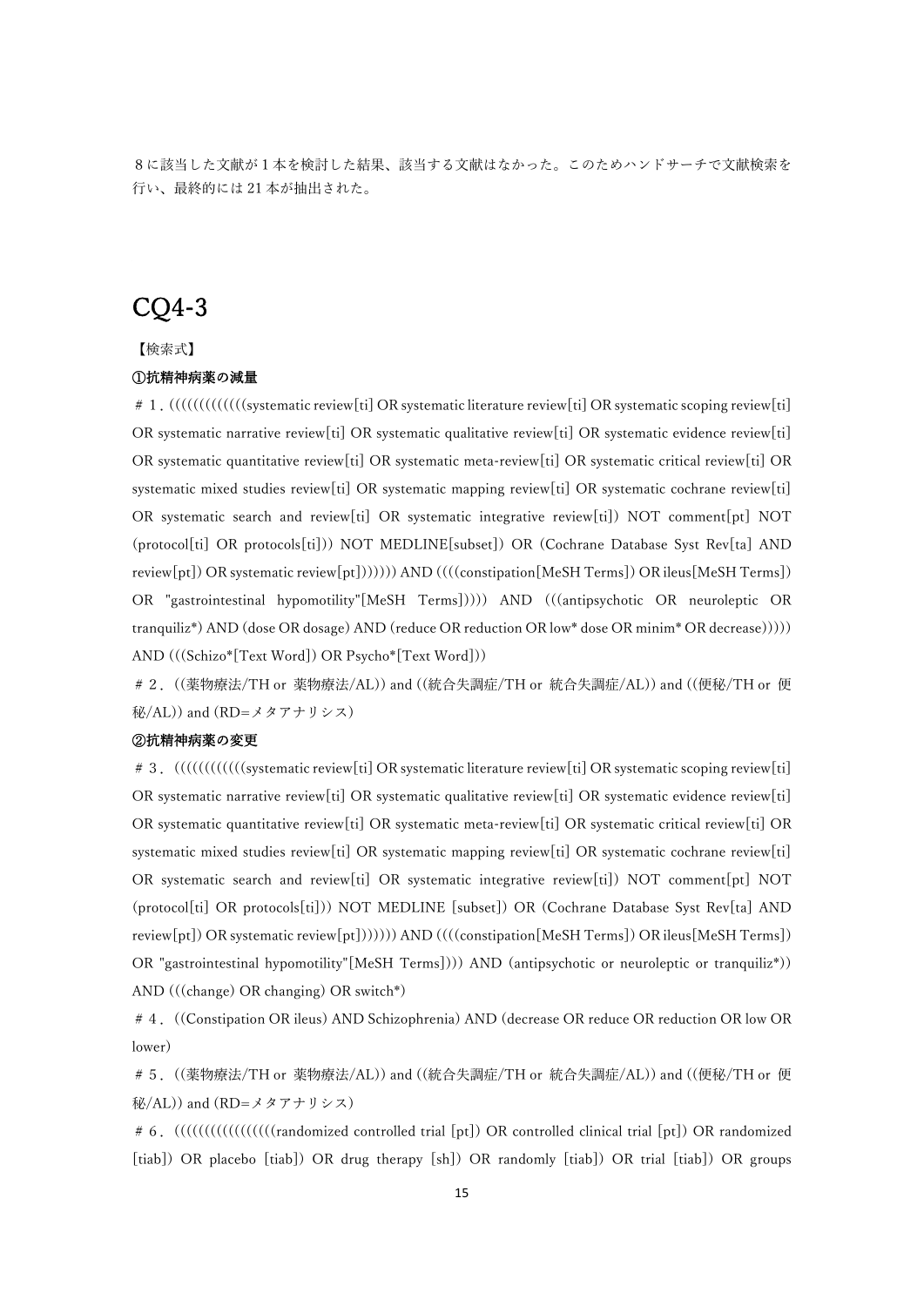８に該当した文献が１本を検討した結果、該当する文献はなかった。このためハンドサーチで文献検索を行い、最終的には 21 本が抽出された。

# CQ4-3

【検索式】

**①抗精神病薬の減量**

＃１. ((((((((((((systematic review[ti] OR systematic literature review[ti] OR systematic scoping review[ti] OR systematic narrative review[ti] OR systematic qualitative review[ti] OR systematic evidence review[ti] OR systematic quantitative review[ti] OR systematic meta-review[ti] OR systematic critical review[ti] OR systematic mixed studies review[ti] OR systematic mapping review[ti] OR systematic cochrane review[ti] OR systematic search and review[ti] OR systematic integrative review[ti]) NOT comment[pt] NOT (protocol[ti] OR protocols[ti])) NOT MEDLINE[subset]) OR (Cochrane Database Syst Rev[ta] AND review[pt]) OR systematic review[pt])))))) AND ((((constipation[MeSH Terms]) OR ileus[MeSH Terms]) OR "gastrointestinal hypomotility"[MeSH Terms])))) AND (((antipsychotic OR neuroleptic OR tranquiliz*) AND (dose OR dosage) AND (reduce OR reduction OR low* dose OR minim* OR decrease))))) AND (((Schizo*[Text Word]) OR Psycho*[Text Word]))

＃２. ((薬物療法/TH or 薬物療法/AL)) and ((統合失調症/TH or 統合失調症/AL)) and ((便秘/TH or 便秘/AL)) and (RD=メタアナリシス)

**②抗精神病薬の変更**

＃３. (((((((((((systematic review[ti] OR systematic literature review[ti] OR systematic scoping review[ti] OR systematic narrative review[ti] OR systematic qualitative review[ti] OR systematic evidence review[ti] OR systematic quantitative review[ti] OR systematic meta-review[ti] OR systematic critical review[ti] OR systematic mixed studies review[ti] OR systematic mapping review[ti] OR systematic cochrane review[ti] OR systematic search and review[ti] OR systematic integrative review[ti]) NOT comment[pt] NOT (protocol[ti] OR protocols[ti])) NOT MEDLINE [subset]) OR (Cochrane Database Syst Rev[ta] AND review[pt]) OR systematic review[pt])))))) AND ((((constipation[MeSH Terms]) OR ileus[MeSH Terms]) OR "gastrointestinal hypomotility"[MeSH Terms]))) AND (antipsychotic or neuroleptic or tranquiliz*)) AND (((change) OR changing) OR switch*)

＃４. ((Constipation OR ileus) AND Schizophrenia) AND (decrease OR reduce OR reduction OR low OR lower)

＃５. ((薬物療法/TH or 薬物療法/AL)) and ((統合失調症/TH or 統合失調症/AL)) and ((便秘/TH or 便秘/AL)) and (RD=メタアナリシス)

＃６. ((((((((((((((((randomized controlled trial [pt]) OR controlled clinical trial [pt]) OR randomized [tiab]) OR placebo [tiab]) OR drug therapy [sh]) OR randomly [tiab]) OR trial [tiab]) OR groups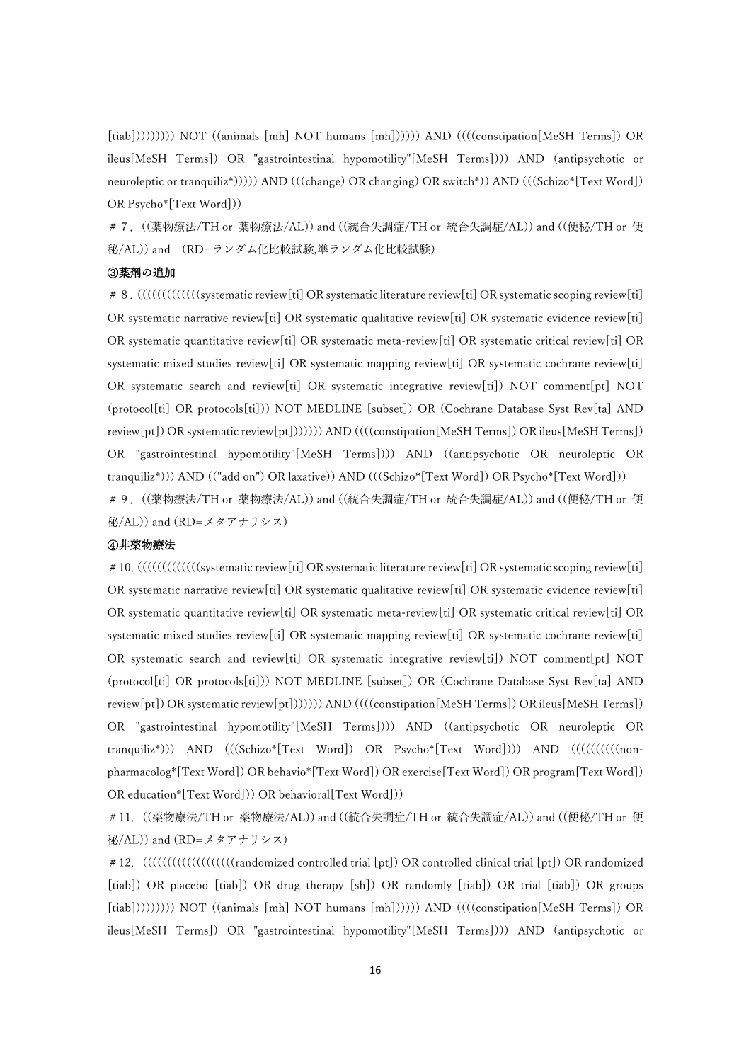[tiab])))))))) NOT ((animals [mh] NOT humans [mh]))))) AND ((((constipation[MeSH Terms]) OR ileus[MeSH Terms]) OR "gastrointestinal hypomotility"[MeSH Terms]))) AND (antipsychotic or neuroleptic or tranquiliz*))))) AND (((change) OR changing) OR switch*)) AND (((Schizo*[Text Word]) OR Psycho*[Text Word]))

＃7．((薬物療法/TH or 薬物療法/AL)) and ((統合失調症/TH or 統合失調症/AL)) and ((便秘/TH or 便秘/AL)) and (RD=ランダム化比較試験,準ランダム化比較試験)

**③薬剤の追加**

＃8．((((((((((((systematic review[ti] OR systematic literature review[ti] OR systematic scoping review[ti] OR systematic narrative review[ti] OR systematic qualitative review[ti] OR systematic evidence review[ti] OR systematic quantitative review[ti] OR systematic meta-review[ti] OR systematic critical review[ti] OR systematic mixed studies review[ti] OR systematic mapping review[ti] OR systematic cochrane review[ti] OR systematic search and review[ti] OR systematic integrative review[ti]) NOT comment[pt] NOT (protocol[ti] OR protocols[ti])) NOT MEDLINE [subset]) OR (Cochrane Database Syst Rev[ta] AND review[pt]) OR systematic review[pt])))))) AND ((((constipation[MeSH Terms]) OR ileus[MeSH Terms]) OR "gastrointestinal hypomotility"[MeSH Terms]))) AND ((antipsychotic OR neuroleptic OR tranquiliz*))) AND (("add on") OR laxative)) AND (((Schizo*[Text Word]) OR Psycho*[Text Word]))

＃9．((薬物療法/TH or 薬物療法/AL)) and ((統合失調症/TH or 統合失調症/AL)) and ((便秘/TH or 便秘/AL)) and (RD=メタアナリシス)

**④非薬物療法**

＃10. ((((((((((((systematic review[ti] OR systematic literature review[ti] OR systematic scoping review[ti] OR systematic narrative review[ti] OR systematic qualitative review[ti] OR systematic evidence review[ti] OR systematic quantitative review[ti] OR systematic meta-review[ti] OR systematic critical review[ti] OR systematic mixed studies review[ti] OR systematic mapping review[ti] OR systematic cochrane review[ti] OR systematic search and review[ti] OR systematic integrative review[ti]) NOT comment[pt] NOT (protocol[ti] OR protocols[ti])) NOT MEDLINE [subset]) OR (Cochrane Database Syst Rev[ta] AND review[pt]) OR systematic review[pt])))))) AND ((((constipation[MeSH Terms]) OR ileus[MeSH Terms]) OR "gastrointestinal hypomotility"[MeSH Terms]))) AND ((antipsychotic OR neuroleptic OR tranquiliz*))) AND (((Schizo*[Text Word]) OR Psycho*[Text Word]))) AND (((((((((non-pharmacolog*[Text Word]) OR behavio*[Text Word]) OR exercise[Text Word]) OR program[Text Word]) OR education*[Text Word])) OR behavioral[Text Word]))

＃11. ((薬物療法/TH or 薬物療法/AL)) and ((統合失調症/TH or 統合失調症/AL)) and ((便秘/TH or 便秘/AL)) and (RD=メタアナリシス)

＃12. ((((((((((((((((((randomized controlled trial [pt]) OR controlled clinical trial [pt]) OR randomized [tiab]) OR placebo [tiab]) OR drug therapy [sh]) OR randomly [tiab]) OR trial [tiab]) OR groups [tiab])))))))) NOT ((animals [mh] NOT humans [mh]))))) AND ((((constipation[MeSH Terms]) OR ileus[MeSH Terms]) OR "gastrointestinal hypomotility"[MeSH Terms]))) AND (antipsychotic or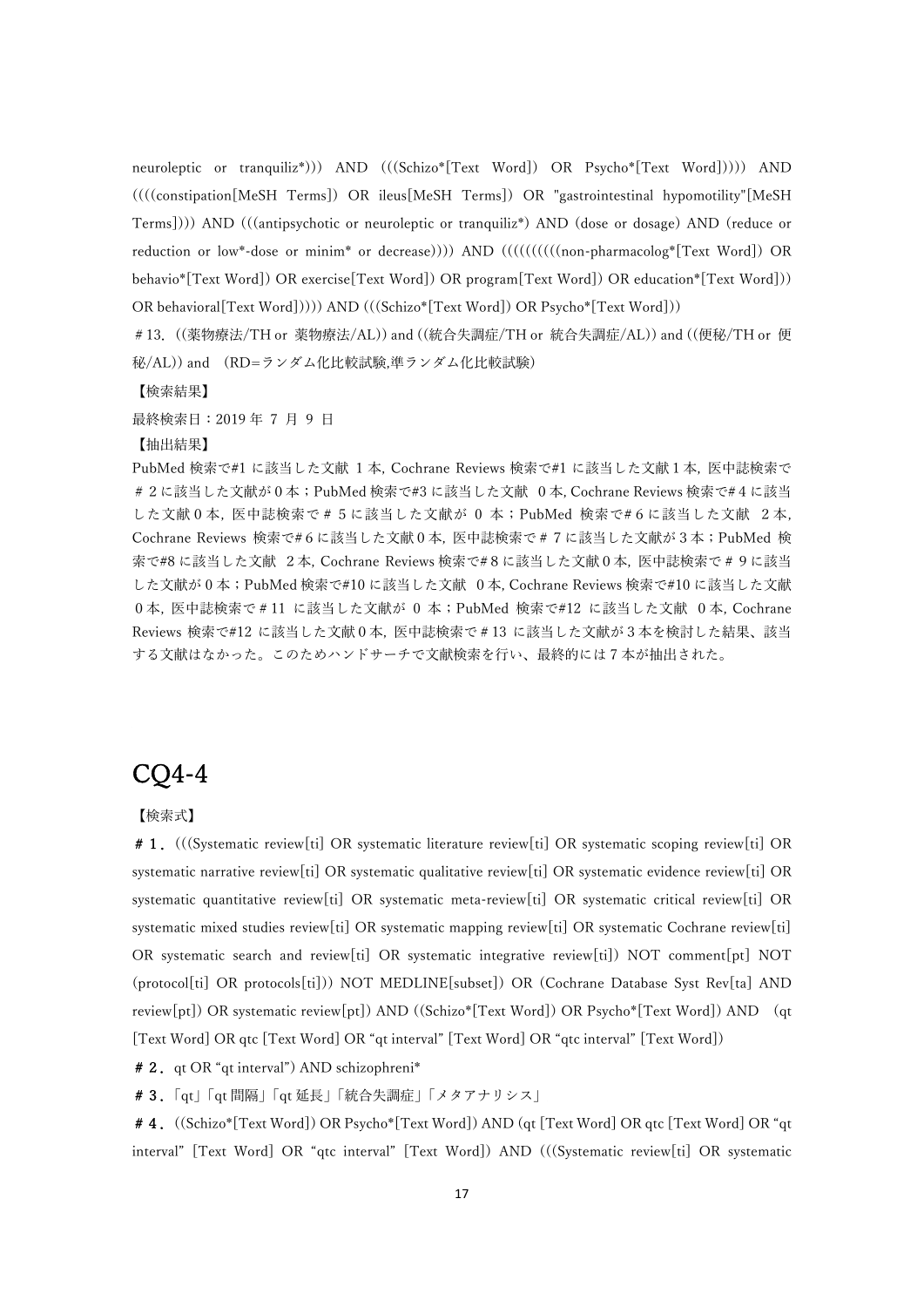neuroleptic or tranquiliz*))) AND (((Schizo*[Text Word]) OR Psycho*[Text Word])))) AND ((((constipation[MeSH Terms]) OR ileus[MeSH Terms]) OR "gastrointestinal hypomotility"[MeSH Terms]))) AND (((antipsychotic or neuroleptic or tranquiliz*) AND (dose or dosage) AND (reduce or reduction or low*-dose or minim* or decrease)))) AND (((((((((non-pharmacolog*[Text Word]) OR behavio*[Text Word]) OR exercise[Text Word]) OR program[Text Word]) OR education*[Text Word])) OR behavioral[Text Word]))))) AND (((Schizo*[Text Word]) OR Psycho*[Text Word]))

＃13. ((薬物療法/TH or 薬物療法/AL)) and ((統合失調症/TH or 統合失調症/AL)) and ((便秘/TH or 便秘/AL)) and (RD=ランダム化比較試験,準ランダム化比較試験)

【検索結果】

最終検索日：2019 年 7 月 9 日

【抽出結果】

PubMed 検索で#1 に該当した文献 1 本, Cochrane Reviews 検索で#1 に該当した文献 1 本, 医中誌検索で＃２に該当した文献が 0 本；PubMed 検索で#3 に該当した文献 0 本, Cochrane Reviews 検索で#４に該当した文献 0 本, 医中誌検索で＃５に該当した文献が 0 本；PubMed 検索で#６に該当した文献 2 本, Cochrane Reviews 検索で#６に該当した文献 0 本, 医中誌検索で＃７に該当した文献が 3 本；PubMed 検索で#8 に該当した文献 2 本, Cochrane Reviews 検索で#８に該当した文献 0 本, 医中誌検索で＃９に該当した文献が 0 本；PubMed 検索で#10 に該当した文献 0 本, Cochrane Reviews 検索で#10 に該当した文献 0 本, 医中誌検索で＃11 に該当した文献が 0 本；PubMed 検索で#12 に該当した文献 0 本, Cochrane Reviews 検索で#12 に該当した文献 0 本, 医中誌検索で＃13 に該当した文献が 3 本を検討した結果、該当する文献はなかった。このためハンドサーチで文献検索を行い、最終的には 7 本が抽出された。

# CQ4-4

【検索式】

**＃１.** (((Systematic review[ti] OR systematic literature review[ti] OR systematic scoping review[ti] OR systematic narrative review[ti] OR systematic qualitative review[ti] OR systematic evidence review[ti] OR systematic quantitative review[ti] OR systematic meta-review[ti] OR systematic critical review[ti] OR systematic mixed studies review[ti] OR systematic mapping review[ti] OR systematic Cochrane review[ti] OR systematic search and review[ti] OR systematic integrative review[ti]) NOT comment[pt] NOT (protocol[ti] OR protocols[ti])) NOT MEDLINE[subset]) OR (Cochrane Database Syst Rev[ta] AND review[pt]) OR systematic review[pt]) AND ((Schizo*[Text Word]) OR Psycho*[Text Word]) AND (qt [Text Word] OR qtc [Text Word] OR “qt interval” [Text Word] OR “qtc interval” [Text Word])

**＃２.** qt OR “qt interval”) AND schizophreni*

**＃３.** 「qt」「qt 間隔」「qt 延長」「統合失調症」「メタアナリシス」

**＃４.** ((Schizo*[Text Word]) OR Psycho*[Text Word]) AND (qt [Text Word] OR qtc [Text Word] OR “qt interval” [Text Word] OR “qtc interval” [Text Word]) AND (((Systematic review[ti] OR systematic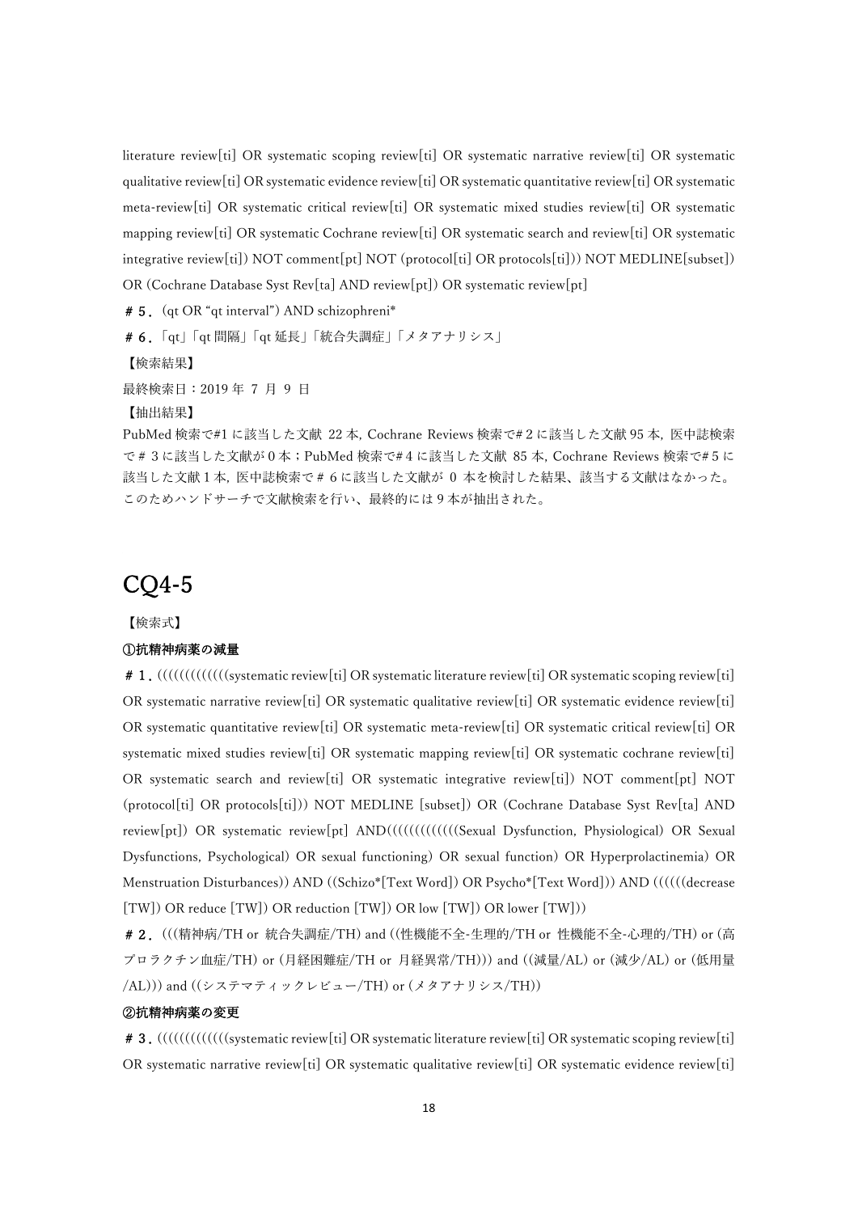literature review[ti] OR systematic scoping review[ti] OR systematic narrative review[ti] OR systematic qualitative review[ti] OR systematic evidence review[ti] OR systematic quantitative review[ti] OR systematic meta-review[ti] OR systematic critical review[ti] OR systematic mixed studies review[ti] OR systematic mapping review[ti] OR systematic Cochrane review[ti] OR systematic search and review[ti] OR systematic integrative review[ti]) NOT comment[pt] NOT (protocol[ti] OR protocols[ti])) NOT MEDLINE[subset]) OR (Cochrane Database Syst Rev[ta] AND review[pt]) OR systematic review[pt]

＃５．(qt OR "qt interval") AND schizophreni*

＃６．「qt」「qt 間隔」「qt 延長」「統合失調症」「メタアナリシス」

【検索結果】

最終検索日：2019 年 7 月 9 日

【抽出結果】

PubMed 検索で#1 に該当した文献 22 本, Cochrane Reviews 検索で#２に該当した文献 95 本, 医中誌検索で＃３に該当した文献が 0 本；PubMed 検索で#４に該当した文献 85 本, Cochrane Reviews 検索で#５に該当した文献１本, 医中誌検索で＃６に該当した文献が 0 本を検討した結果、該当する文献はなかった。このためハンドサーチで文献検索を行い、最終的には 9 本が抽出された。

# CQ4-5

【検索式】

**①抗精神病薬の減量**

**＃１.** ((((((((((((systematic review[ti] OR systematic literature review[ti] OR systematic scoping review[ti] OR systematic narrative review[ti] OR systematic qualitative review[ti] OR systematic evidence review[ti] OR systematic quantitative review[ti] OR systematic meta-review[ti] OR systematic critical review[ti] OR systematic mixed studies review[ti] OR systematic mapping review[ti] OR systematic cochrane review[ti] OR systematic search and review[ti] OR systematic integrative review[ti]) NOT comment[pt] NOT (protocol[ti] OR protocols[ti])) NOT MEDLINE [subset]) OR (Cochrane Database Syst Rev[ta] AND review[pt]) OR systematic review[pt] AND((((((((((((Sexual Dysfunction, Physiological) OR Sexual Dysfunctions, Psychological) OR sexual functioning) OR sexual function) OR Hyperprolactinemia) OR Menstruation Disturbances)) AND ((Schizo*[Text Word]) OR Psycho*[Text Word])) AND ((((((decrease [TW]) OR reduce [TW]) OR reduction [TW]) OR low [TW]) OR lower [TW]))

**＃２.** (((精神病/TH or 統合失調症/TH) and ((性機能不全-生理的/TH or 性機能不全-心理的/TH) or (高プロラクチン血症/TH) or (月経困難症/TH or 月経異常/TH))) and ((減量/AL) or (減少/AL) or (低用量/AL))) and ((システマティックレビュー/TH) or (メタアナリシス/TH))

**②抗精神病薬の変更**

**＃３.** ((((((((((((systematic review[ti] OR systematic literature review[ti] OR systematic scoping review[ti] OR systematic narrative review[ti] OR systematic qualitative review[ti] OR systematic evidence review[ti]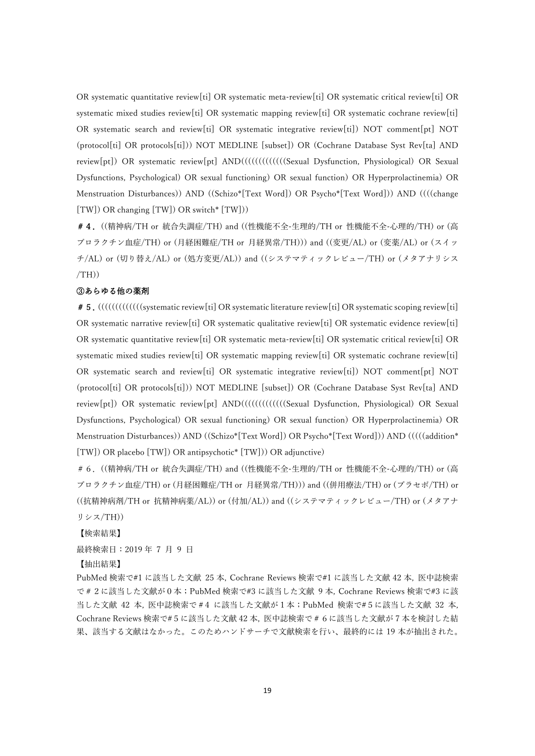OR systematic quantitative review[ti] OR systematic meta-review[ti] OR systematic critical review[ti] OR systematic mixed studies review[ti] OR systematic mapping review[ti] OR systematic cochrane review[ti] OR systematic search and review[ti] OR systematic integrative review[ti]) NOT comment[pt] NOT (protocol[ti] OR protocols[ti])) NOT MEDLINE [subset]) OR (Cochrane Database Syst Rev[ta] AND review[pt]) OR systematic review[pt] AND((((((((((((Sexual Dysfunction, Physiological) OR Sexual Dysfunctions, Psychological) OR sexual functioning) OR sexual function) OR Hyperprolactinemia) OR Menstruation Disturbances)) AND ((Schizo*[Text Word]) OR Psycho*[Text Word])) AND ((((change [TW]) OR changing [TW]) OR switch* [TW]))

**＃4．**((精神病/TH or 統合失調症/TH) and ((性機能不全-生理的/TH or 性機能不全-心理的/TH) or (高プロラクチン血症/TH) or (月経困難症/TH or 月経異常/TH))) and ((変更/AL) or (変薬/AL) or (スイッチ/AL) or (切り替え/AL) or (処方変更/AL)) and ((システマティックレビュー/TH) or (メタアナリシス/TH))

**③あらゆる他の薬剤**

**＃5．**((((((((((((systematic review[ti] OR systematic literature review[ti] OR systematic scoping review[ti] OR systematic narrative review[ti] OR systematic qualitative review[ti] OR systematic evidence review[ti] OR systematic quantitative review[ti] OR systematic meta-review[ti] OR systematic critical review[ti] OR systematic mixed studies review[ti] OR systematic mapping review[ti] OR systematic cochrane review[ti] OR systematic search and review[ti] OR systematic integrative review[ti]) NOT comment[pt] NOT (protocol[ti] OR protocols[ti])) NOT MEDLINE [subset]) OR (Cochrane Database Syst Rev[ta] AND review[pt]) OR systematic review[pt] AND((((((((((((Sexual Dysfunction, Physiological) OR Sexual Dysfunctions, Psychological) OR sexual functioning) OR sexual function) OR Hyperprolactinemia) OR Menstruation Disturbances)) AND ((Schizo*[Text Word]) OR Psycho*[Text Word])) AND (((((addition* [TW]) OR placebo [TW]) OR antipsychotic* [TW])) OR adjunctive)

＃6．((精神病/TH or 統合失調症/TH) and ((性機能不全-生理的/TH or 性機能不全-心理的/TH) or (高プロラクチン血症/TH) or (月経困難症/TH or 月経異常/TH))) and ((併用療法/TH) or (プラセボ/TH) or ((抗精神病剤/TH or 抗精神病薬/AL)) or (付加/AL)) and ((システマティックレビュー/TH) or (メタアナリシス/TH))

【検索結果】

最終検索日：2019 年 7 月 9 日

【抽出結果】

PubMed 検索で#1 に該当した文献 25 本, Cochrane Reviews 検索で#1 に該当した文献 42 本, 医中誌検索で＃2 に該当した文献が 0 本；PubMed 検索で#3 に該当した文献 9 本, Cochrane Reviews 検索で#3 に該当した文献 42 本, 医中誌検索で＃4 に該当した文献が 1 本；PubMed 検索で#5 に該当した文献 32 本, Cochrane Reviews 検索で#5 に該当した文献 42 本, 医中誌検索で＃6 に該当した文献が 7 本を検討した結果、該当する文献はなかった。このためハンドサーチで文献検索を行い、最終的には 19 本が抽出された。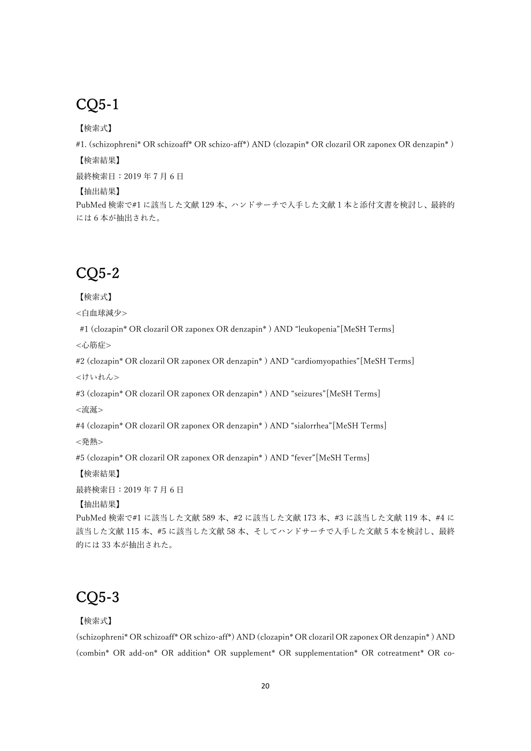## CQ5-1

【検索式】

#1. (schizophreni* OR schizoaff* OR schizo-aff*) AND (clozapin* OR clozaril OR zaponex OR denzapin* )

【検索結果】

最終検索日：2019 年 7 月 6 日

【抽出結果】

PubMed 検索で#1 に該当した文献 129 本、ハンドサーチで入手した文献 1 本と添付文書を検討し、最終的には 6 本が抽出された。

## CQ5-2

【検索式】

<白血球減少>

#1 (clozapin* OR clozaril OR zaponex OR denzapin* ) AND "leukopenia"[MeSH Terms]

<心筋症>

#2 (clozapin* OR clozaril OR zaponex OR denzapin* ) AND "cardiomyopathies"[MeSH Terms]

<けいれん>

#3 (clozapin* OR clozaril OR zaponex OR denzapin* ) AND "seizures"[MeSH Terms]

<流涎>

#4 (clozapin* OR clozaril OR zaponex OR denzapin* ) AND "sialorrhea"[MeSH Terms]

<発熱>

#5 (clozapin* OR clozaril OR zaponex OR denzapin* ) AND "fever"[MeSH Terms]

【検索結果】

最終検索日：2019 年 7 月 6 日

【抽出結果】

PubMed 検索で#1 に該当した文献 589 本、#2 に該当した文献 173 本、#3 に該当した文献 119 本、#4 に該当した文献 115 本、#5 に該当した文献 58 本、そしてハンドサーチで入手した文献 5 本を検討し、最終的には 33 本が抽出された。

## CQ5-3

【検索式】

(schizophreni* OR schizoaff* OR schizo-aff*) AND (clozapin* OR clozaril OR zaponex OR denzapin* ) AND (combin* OR add-on* OR addition* OR supplement* OR supplementation* OR cotreatment* OR co-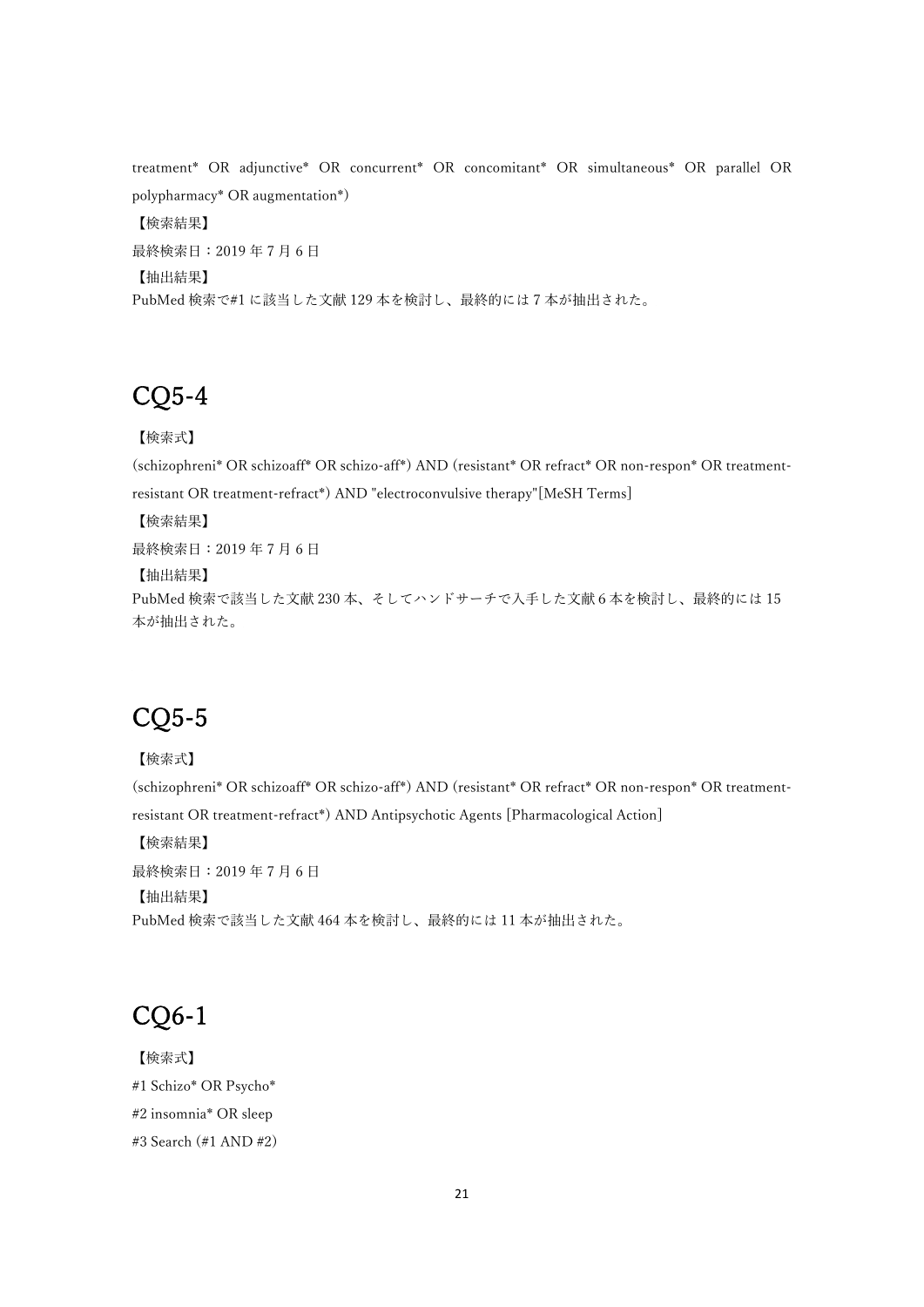treatment* OR adjunctive* OR concurrent* OR concomitant* OR simultaneous* OR parallel OR polypharmacy* OR augmentation*)

【検索結果】

最終検索日：2019 年 7 月 6 日

【抽出結果】

PubMed 検索で#1 に該当した文献 129 本を検討し、最終的には 7 本が抽出された。

## CQ5-4

【検索式】

(schizophreni* OR schizoaff* OR schizo-aff*) AND (resistant* OR refract* OR non-respon* OR treatment-resistant OR treatment-refract*) AND "electroconvulsive therapy"[MeSH Terms]

【検索結果】

最終検索日：2019 年 7 月 6 日

【抽出結果】

PubMed 検索で該当した文献 230 本、そしてハンドサーチで入手した文献 6 本を検討し、最終的には 15 本が抽出された。

## CQ5-5

【検索式】

(schizophreni* OR schizoaff* OR schizo-aff*) AND (resistant* OR refract* OR non-respon* OR treatment-resistant OR treatment-refract*) AND Antipsychotic Agents [Pharmacological Action]

【検索結果】

最終検索日：2019 年 7 月 6 日

【抽出結果】

PubMed 検索で該当した文献 464 本を検討し、最終的には 11 本が抽出された。

## CQ6-1

【検索式】

#1 Schizo* OR Psycho*

#2 insomnia* OR sleep

#3 Search (#1 AND #2)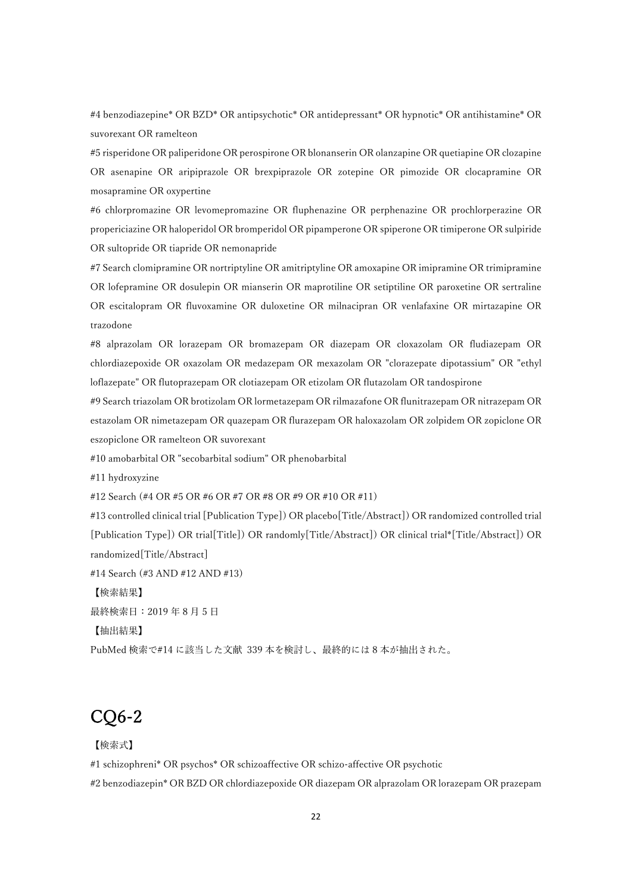#4 benzodiazepine* OR BZD* OR antipsychotic* OR antidepressant* OR hypnotic* OR antihistamine* OR suvorexant OR ramelteon

#5 risperidone OR paliperidone OR perospirone OR blonanserin OR olanzapine OR quetiapine OR clozapine OR asenapine OR aripiprazole OR brexpiprazole OR zotepine OR pimozide OR clocapramine OR mosapramine OR oxypertine

#6 chlorpromazine OR levomepromazine OR fluphenazine OR perphenazine OR prochlorperazine OR propericiazine OR haloperidol OR bromperidol OR pipamperone OR spiperone OR timiperone OR sulpiride OR sultopride OR tiapride OR nemonapride

#7 Search clomipramine OR nortriptyline OR amitriptyline OR amoxapine OR imipramine OR trimipramine OR lofepramine OR dosulepin OR mianserin OR maprotiline OR setiptiline OR paroxetine OR sertraline OR escitalopram OR fluvoxamine OR duloxetine OR milnacipran OR venlafaxine OR mirtazapine OR trazodone

#8 alprazolam OR lorazepam OR bromazepam OR diazepam OR cloxazolam OR fludiazepam OR chlordiazepoxide OR oxazolam OR medazepam OR mexazolam OR "clorazepate dipotassium" OR "ethyl loflazepate" OR flutoprazepam OR clotiazepam OR etizolam OR flutazolam OR tandospirone

#9 Search triazolam OR brotizolam OR lormetazepam OR rilmazafone OR flunitrazepam OR nitrazepam OR estazolam OR nimetazepam OR quazepam OR flurazepam OR haloxazolam OR zolpidem OR zopiclone OR eszopiclone OR ramelteon OR suvorexant

#10 amobarbital OR "secobarbital sodium" OR phenobarbital

#11 hydroxyzine

#12 Search (#4 OR #5 OR #6 OR #7 OR #8 OR #9 OR #10 OR #11)

#13 controlled clinical trial [Publication Type]) OR placebo[Title/Abstract]) OR randomized controlled trial [Publication Type]) OR trial[Title]) OR randomly[Title/Abstract]) OR clinical trial*[Title/Abstract]) OR randomized[Title/Abstract]

#14 Search (#3 AND #12 AND #13)

【検索結果】

最終検索日：2019 年 8 月 5 日

【抽出結果】

PubMed 検索で#14 に該当した文献 339 本を検討し、最終的には 8 本が抽出された。

# CQ6-2

【検索式】

#1 schizophreni* OR psychos* OR schizoaffective OR schizo-affective OR psychotic

#2 benzodiazepin* OR BZD OR chlordiazepoxide OR diazepam OR alprazolam OR lorazepam OR prazepam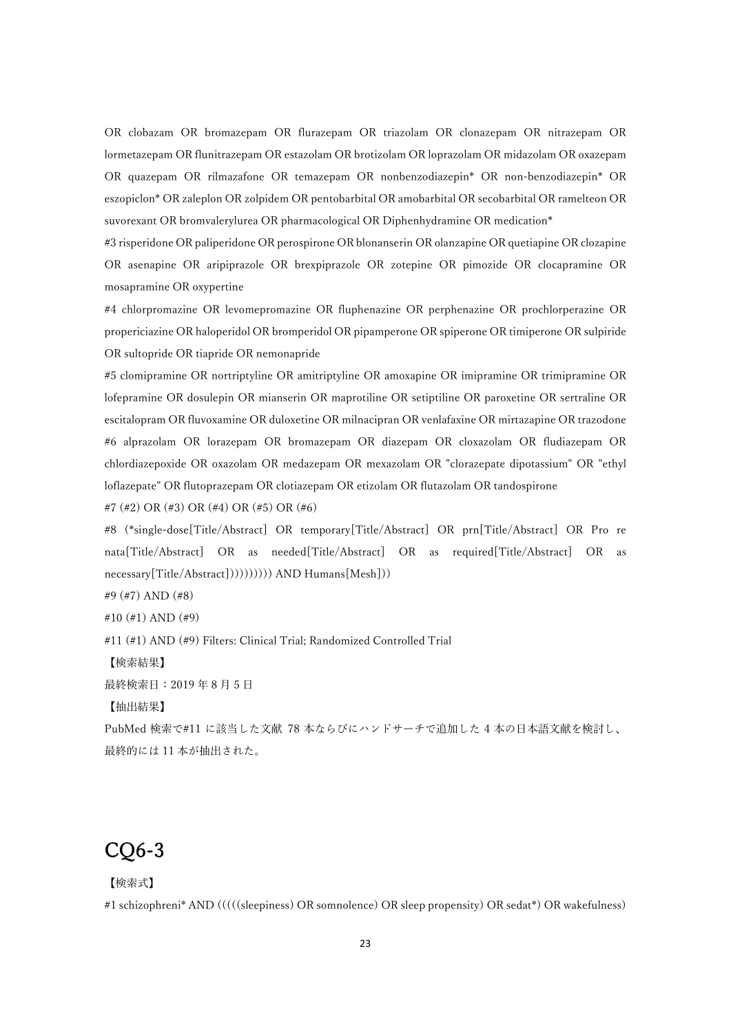OR clobazam OR bromazepam OR flurazepam OR triazolam OR clonazepam OR nitrazepam OR lormetazepam OR flunitrazepam OR estazolam OR brotizolam OR loprazolam OR midazolam OR oxazepam OR quazepam OR rilmazafone OR temazepam OR nonbenzodiazepin* OR non-benzodiazepin* OR eszopiclon* OR zaleplon OR zolpidem OR pentobarbital OR amobarbital OR secobarbital OR ramelteon OR suvorexant OR bromvalerylurea OR pharmacological OR Diphenhydramine OR medication*

#3 risperidone OR paliperidone OR perospirone OR blonanserin OR olanzapine OR quetiapine OR clozapine OR asenapine OR aripiprazole OR brexpiprazole OR zotepine OR pimozide OR clocapramine OR mosapramine OR oxypertine

#4 chlorpromazine OR levomepromazine OR fluphenazine OR perphenazine OR prochlorperazine OR propericiazine OR haloperidol OR bromperidol OR pipamperone OR spiperone OR timiperone OR sulpiride OR sultopride OR tiapride OR nemonapride

#5 clomipramine OR nortriptyline OR amitriptyline OR amoxapine OR imipramine OR trimipramine OR lofepramine OR dosulepin OR mianserin OR maprotiline OR setiptiline OR paroxetine OR sertraline OR escitalopram OR fluvoxamine OR duloxetine OR milnacipran OR venlafaxine OR mirtazapine OR trazodone

#6 alprazolam OR lorazepam OR bromazepam OR diazepam OR cloxazolam OR fludiazepam OR chlordiazepoxide OR oxazolam OR medazepam OR mexazolam OR "clorazepate dipotassium" OR "ethyl loflazepate" OR flutoprazepam OR clotiazepam OR etizolam OR flutazolam OR tandospirone

#7 (#2) OR (#3) OR (#4) OR (#5) OR (#6)

#8 (*single-dose[Title/Abstract] OR temporary[Title/Abstract] OR prn[Title/Abstract] OR Pro re nata[Title/Abstract] OR as needed[Title/Abstract] OR as required[Title/Abstract] OR as necessary[Title/Abstract]))))))))) AND Humans[Mesh]))

#9 (#7) AND (#8)

#10 (#1) AND (#9)

#11 (#1) AND (#9) Filters: Clinical Trial; Randomized Controlled Trial

【検索結果】

最終検索日：2019 年 8 月 5 日

【抽出結果】

PubMed 検索で#11 に該当した文献 78 本ならびにハンドサーチで追加した 4 本の日本語文献を検討し、最終的には 11 本が抽出された。

# CQ6-3

【検索式】

#1 schizophreni* AND (((((sleepiness) OR somnolence) OR sleep propensity) OR sedat*) OR wakefulness)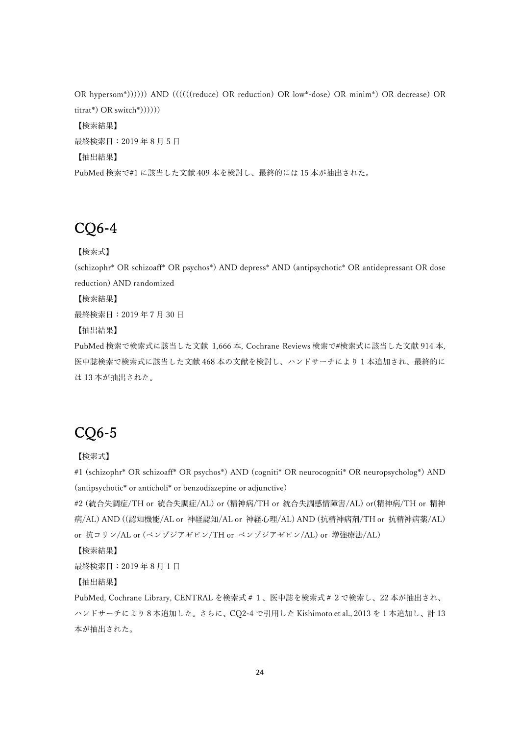OR hypersom*)))))) AND ((((((reduce) OR reduction) OR low*-dose) OR minim*) OR decrease) OR titrat*) OR switch*))))))

【検索結果】

最終検索日：2019 年 8 月 5 日

【抽出結果】

PubMed 検索で#1 に該当した文献 409 本を検討し、最終的には 15 本が抽出された。

# CQ6-4

【検索式】

(schizophr* OR schizoaff* OR psychos*) AND depress* AND (antipsychotic* OR antidepressant OR dose reduction) AND randomized

【検索結果】

最終検索日：2019 年 7 月 30 日

【抽出結果】

PubMed 検索で検索式に該当した文献 1,666 本, Cochrane Reviews 検索で#検索式に該当した文献 914 本, 医中誌検索で検索式に該当した文献 468 本の文献を検討し、ハンドサーチにより 1 本追加され、最終的には 13 本が抽出された。

# CQ6-5

【検索式】

#1 (schizophr* OR schizoaff* OR psychos*) AND (cogniti* OR neurocogniti* OR neuropsycholog*) AND (antipsychotic* or anticholi* or benzodiazepine or adjunctive)

#2 (統合失調症/TH or 統合失調症/AL) or (精神病/TH or 統合失調感情障害/AL) or(精神病/TH or 精神病/AL) AND ((認知機能/AL or 神経認知/AL or 神経心理/AL) AND (抗精神病剤/TH or 抗精神病薬/AL) or 抗コリン/AL or (ベンゾジアゼピン/TH or ベンゾジアゼピン/AL) or 増強療法/AL)

【検索結果】

最終検索日：2019 年 8 月 1 日

【抽出結果】

PubMed, Cochrane Library, CENTRAL を検索式＃１、医中誌を検索式＃２で検索し、22 本が抽出され、ハンドサーチにより 8 本追加した。さらに、CQ2-4 で引用した Kishimoto et al., 2013 を 1 本追加し、計 13 本が抽出された。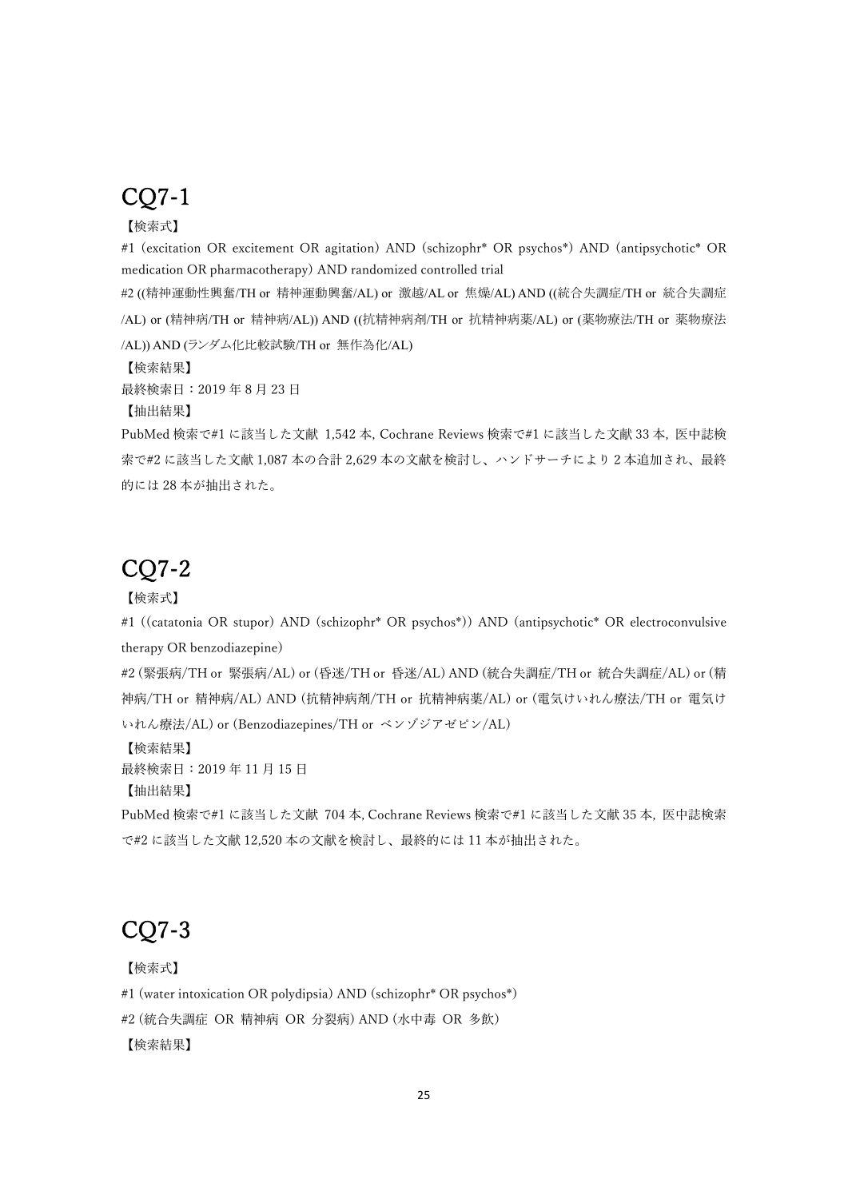# CQ7-1

【検索式】

#1 (excitation OR excitement OR agitation) AND (schizophr* OR psychos*) AND (antipsychotic* OR medication OR pharmacotherapy) AND randomized controlled trial

#2 ((精神運動性興奮/TH or 精神運動興奮/AL) or 激越/AL or 焦燥/AL) AND ((統合失調症/TH or 統合失調症/AL) or (精神病/TH or 精神病/AL)) AND ((抗精神病剤/TH or 抗精神病薬/AL) or (薬物療法/TH or 薬物療法/AL)) AND (ランダム化比較試験/TH or 無作為化/AL)

【検索結果】

最終検索日：2019 年 8 月 23 日

【抽出結果】

PubMed 検索で#1 に該当した文献 1,542 本, Cochrane Reviews 検索で#1 に該当した文献 33 本, 医中誌検索で#2 に該当した文献 1,087 本の合計 2,629 本の文献を検討し、ハンドサーチにより 2 本追加され、最終的には 28 本が抽出された。

# CQ7-2

【検索式】

#1 ((catatonia OR stupor) AND (schizophr* OR psychos*)) AND (antipsychotic* OR electroconvulsive therapy OR benzodiazepine)

#2 (緊張病/TH or 緊張病/AL) or (昏迷/TH or 昏迷/AL) AND (統合失調症/TH or 統合失調症/AL) or (精神病/TH or 精神病/AL) AND (抗精神病剤/TH or 抗精神病薬/AL) or (電気けいれん療法/TH or 電気けいれん療法/AL) or (Benzodiazepines/TH or ベンゾジアゼピン/AL)

【検索結果】

最終検索日：2019 年 11 月 15 日

【抽出結果】

PubMed 検索で#1 に該当した文献 704 本, Cochrane Reviews 検索で#1 に該当した文献 35 本, 医中誌検索で#2 に該当した文献 12,520 本の文献を検討し、最終的には 11 本が抽出された。

# CQ7-3

【検索式】

#1 (water intoxication OR polydipsia) AND (schizophr* OR psychos*)

#2 (統合失調症 OR 精神病 OR 分裂病) AND (水中毒 OR 多飲)

【検索結果】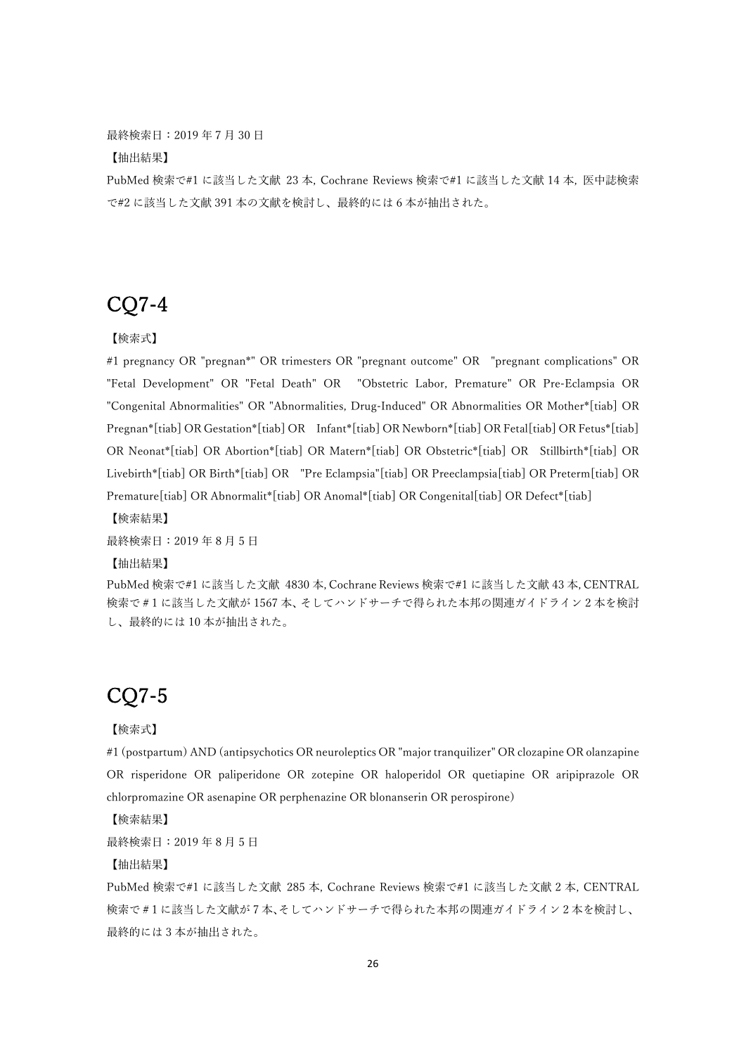最終検索日：2019 年 7 月 30 日

【抽出結果】

PubMed 検索で#1 に該当した文献 23 本, Cochrane Reviews 検索で#1 に該当した文献 14 本, 医中誌検索で#2 に該当した文献 391 本の文献を検討し、最終的には 6 本が抽出された。

# CQ7-4

【検索式】

#1 pregnancy OR "pregnan*" OR trimesters OR "pregnant outcome" OR "pregnant complications" OR "Fetal Development" OR "Fetal Death" OR "Obstetric Labor, Premature" OR Pre-Eclampsia OR "Congenital Abnormalities" OR "Abnormalities, Drug-Induced" OR Abnormalities OR Mother*[tiab] OR Pregnan*[tiab] OR Gestation*[tiab] OR Infant*[tiab] OR Newborn*[tiab] OR Fetal[tiab] OR Fetus*[tiab] OR Neonat*[tiab] OR Abortion*[tiab] OR Matern*[tiab] OR Obstetric*[tiab] OR Stillbirth*[tiab] OR Livebirth*[tiab] OR Birth*[tiab] OR "Pre Eclampsia"[tiab] OR Preeclampsia[tiab] OR Preterm[tiab] OR Premature[tiab] OR Abnormalit*[tiab] OR Anomal*[tiab] OR Congenital[tiab] OR Defect*[tiab]

【検索結果】

最終検索日：2019 年 8 月 5 日

【抽出結果】

PubMed 検索で#1 に該当した文献 4830 本, Cochrane Reviews 検索で#1 に該当した文献 43 本, CENTRAL 検索で＃1 に該当した文献が 1567 本、そしてハンドサーチで得られた本邦の関連ガイドライン 2 本を検討し、最終的には 10 本が抽出された。

# CQ7-5

【検索式】

#1 (postpartum) AND (antipsychotics OR neuroleptics OR "major tranquilizer" OR clozapine OR olanzapine OR risperidone OR paliperidone OR zotepine OR haloperidol OR quetiapine OR aripiprazole OR chlorpromazine OR asenapine OR perphenazine OR blonanserin OR perospirone)

【検索結果】

最終検索日：2019 年 8 月 5 日

【抽出結果】

PubMed 検索で#1 に該当した文献 285 本, Cochrane Reviews 検索で#1 に該当した文献 2 本, CENTRAL 検索で＃1 に該当した文献が 7 本､そしてハンドサーチで得られた本邦の関連ガイドライン 2 本を検討し、最終的には 3 本が抽出された。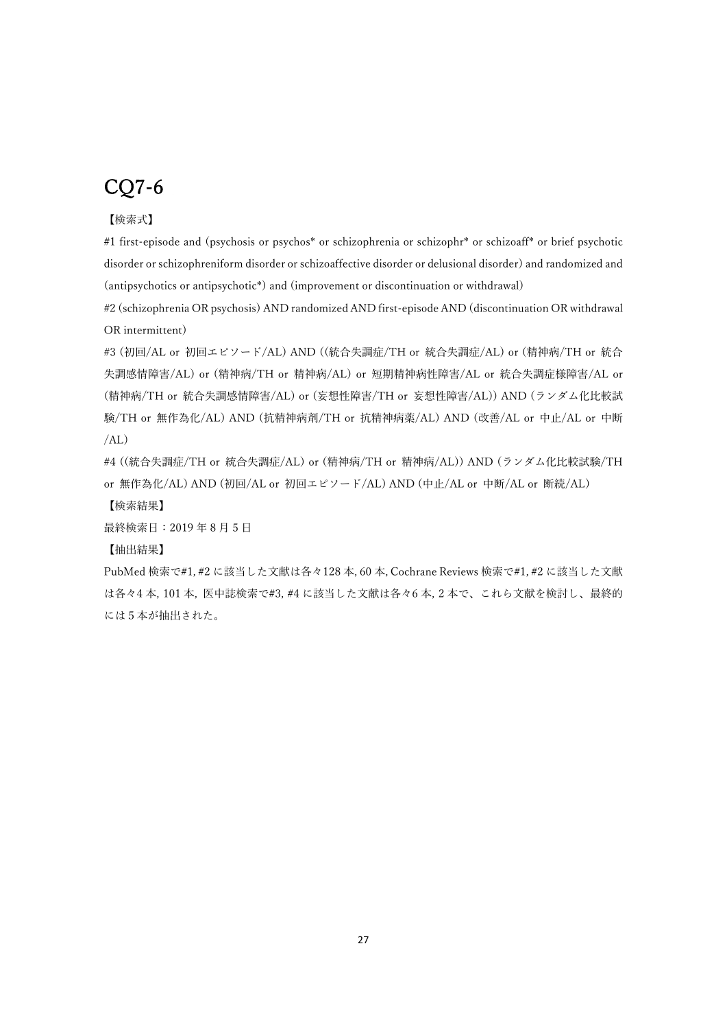# CQ7-6

【検索式】

#1 first-episode and (psychosis or psychos* or schizophrenia or schizophr* or schizoaff* or brief psychotic disorder or schizophreniform disorder or schizoaffective disorder or delusional disorder) and randomized and (antipsychotics or antipsychotic*) and (improvement or discontinuation or withdrawal)

#2 (schizophrenia OR psychosis) AND randomized AND first-episode AND (discontinuation OR withdrawal OR intermittent)

#3 (初回/AL or 初回エピソード/AL) AND ((統合失調症/TH or 統合失調症/AL) or (精神病/TH or 統合失調感情障害/AL) or (精神病/TH or 精神病/AL) or 短期精神病性障害/AL or 統合失調症様障害/AL or (精神病/TH or 統合失調感情障害/AL) or (妄想性障害/TH or 妄想性障害/AL)) AND (ランダム化比較試験/TH or 無作為化/AL) AND (抗精神病剤/TH or 抗精神病薬/AL) AND (改善/AL or 中止/AL or 中断/AL)

#4 ((統合失調症/TH or 統合失調症/AL) or (精神病/TH or 精神病/AL)) AND (ランダム化比較試験/TH or 無作為化/AL) AND (初回/AL or 初回エピソード/AL) AND (中止/AL or 中断/AL or 断続/AL)

【検索結果】

最終検索日：2019 年 8 月 5 日

【抽出結果】

PubMed 検索で#1, #2 に該当した文献は各々128 本, 60 本, Cochrane Reviews 検索で#1, #2 に該当した文献は各々4 本, 101 本, 医中誌検索で#3, #4 に該当した文献は各々6 本, 2 本で、これら文献を検討し、最終的には 5 本が抽出された。